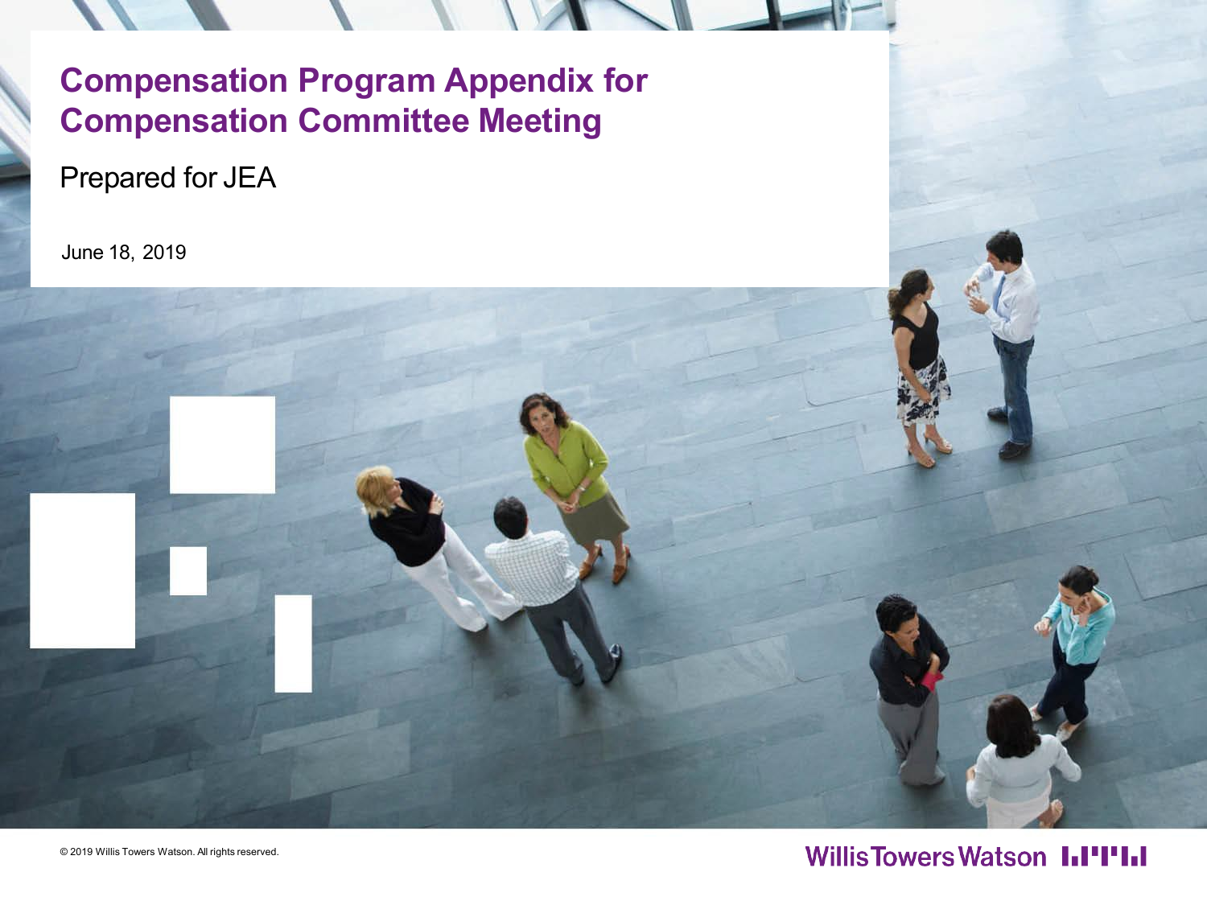# Compensation Program Appendix for Compensation Committee Meeting

Prepared for JEA

June 18, 2019

© 2019 Willis Towers Watson. All rights reserved.

Willis Towers Watson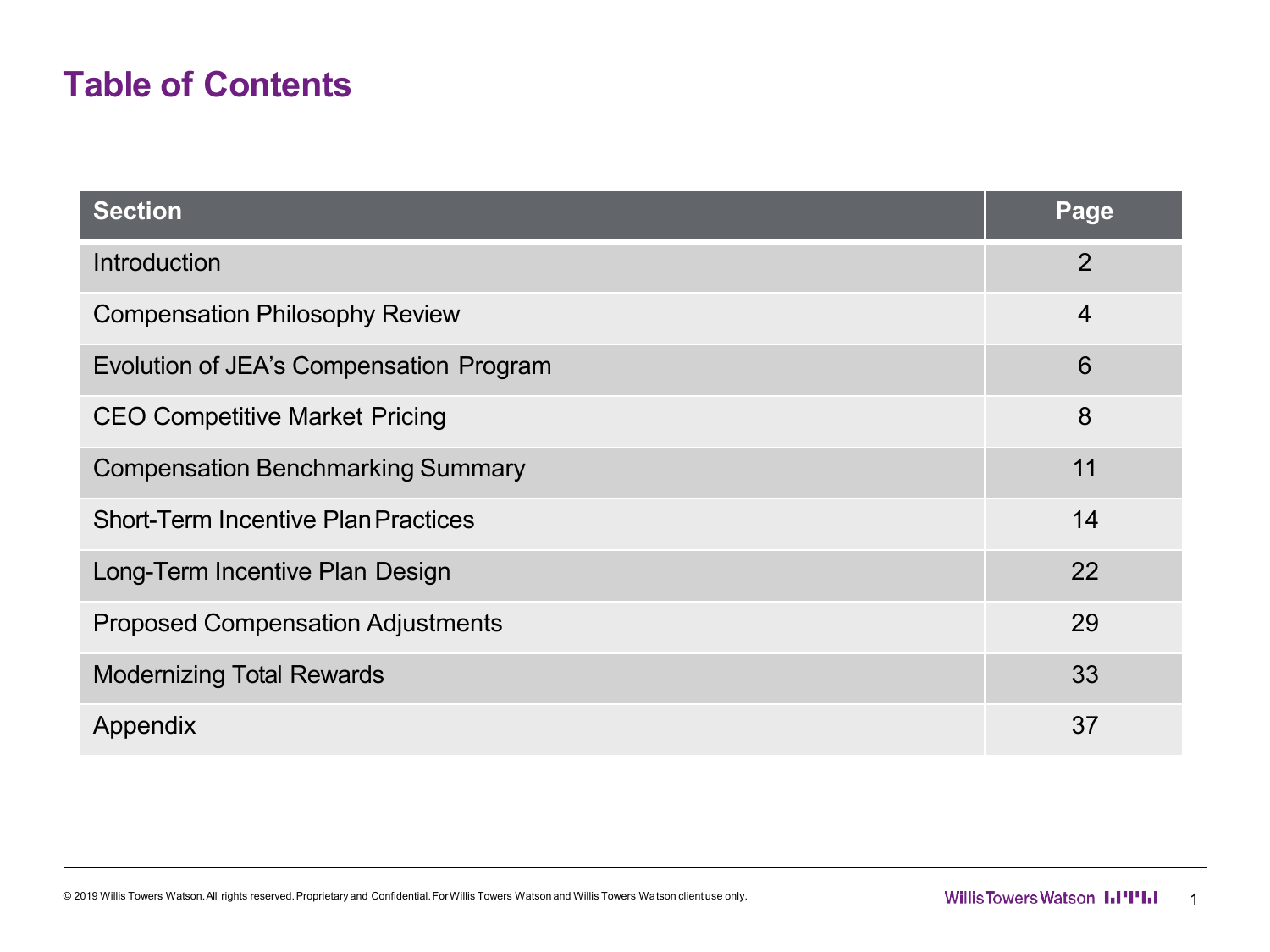# Table of Contents

| Section | Page |
|---|---|
| Introduction | 2 |
| Compensation Philosophy Review | 4 |
| Evolution of JEA's Compensation Program | 6 |
| CEO Competitive Market Pricing | 8 |
| Compensation Benchmarking Summary | 11 |
| Short-Term Incentive Plan Practices | 14 |
| Long-Term Incentive Plan Design | 22 |
| Proposed Compensation Adjustments | 29 |
| Modernizing Total Rewards | 33 |
| Appendix | 37 |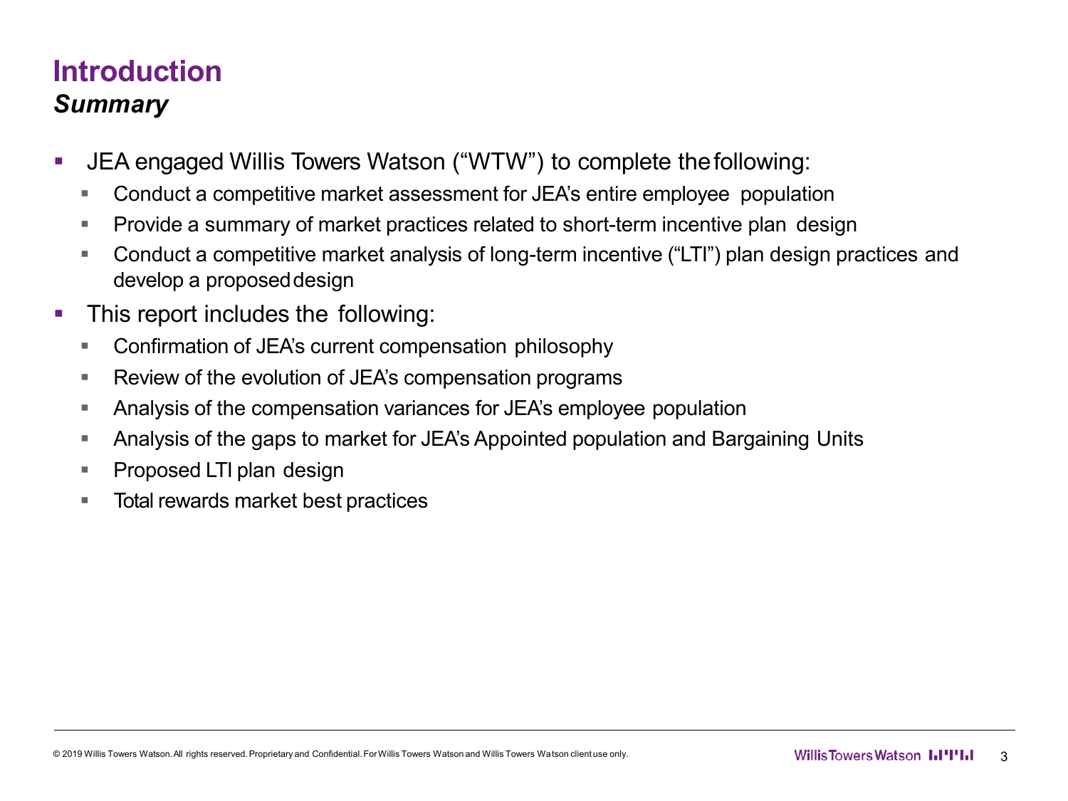# Introduction

## *Summary*

- JEA engaged Willis Towers Watson ("WTW") to complete the following:
  - Conduct a competitive market assessment for JEA's entire employee population
  - Provide a summary of market practices related to short-term incentive plan design
  - Conduct a competitive market analysis of long-term incentive ("LTI") plan design practices and develop a proposed design
- This report includes the following:
  - Confirmation of JEA's current compensation philosophy
  - Review of the evolution of JEA's compensation programs
  - Analysis of the compensation variances for JEA's employee population
  - Analysis of the gaps to market for JEA's Appointed population and Bargaining Units
  - Proposed LTI plan design
  - Total rewards market best practices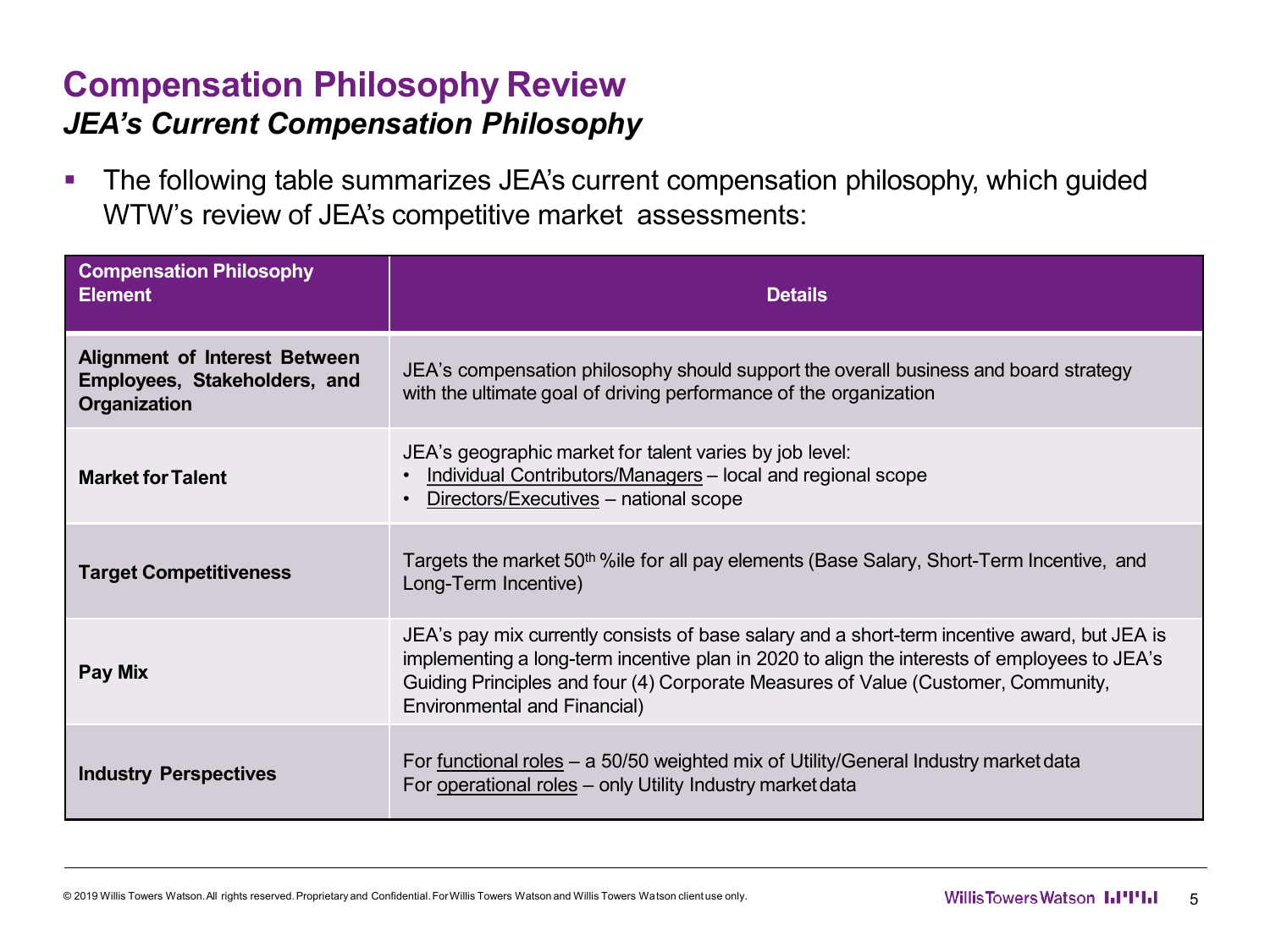# Compensation Philosophy Review

## *JEA's Current Compensation Philosophy*

- The following table summarizes JEA's current compensation philosophy, which guided WTW's review of JEA's competitive market assessments:

| Compensation Philosophy Element | Details |
|---|---|
| **Alignment of Interest Between Employees, Stakeholders, and Organization** | JEA's compensation philosophy should support the overall business and board strategy with the ultimate goal of driving performance of the organization |
| **Market for Talent** | JEA's geographic market for talent varies by job level:<br>• Individual Contributors/Managers – local and regional scope<br>• Directors/Executives – national scope |
| **Target Competitiveness** | Targets the market 50th %ile for all pay elements (Base Salary, Short-Term Incentive, and Long-Term Incentive) |
| **Pay Mix** | JEA's pay mix currently consists of base salary and a short-term incentive award, but JEA is implementing a long-term incentive plan in 2020 to align the interests of employees to JEA's Guiding Principles and four (4) Corporate Measures of Value (Customer, Community, Environmental and Financial) |
| **Industry Perspectives** | For functional roles – a 50/50 weighted mix of Utility/General Industry market data<br>For operational roles – only Utility Industry market data |

© 2019 Willis Towers Watson. All rights reserved. Proprietary and Confidential. For Willis Towers Watson and Willis Towers Watson client use only.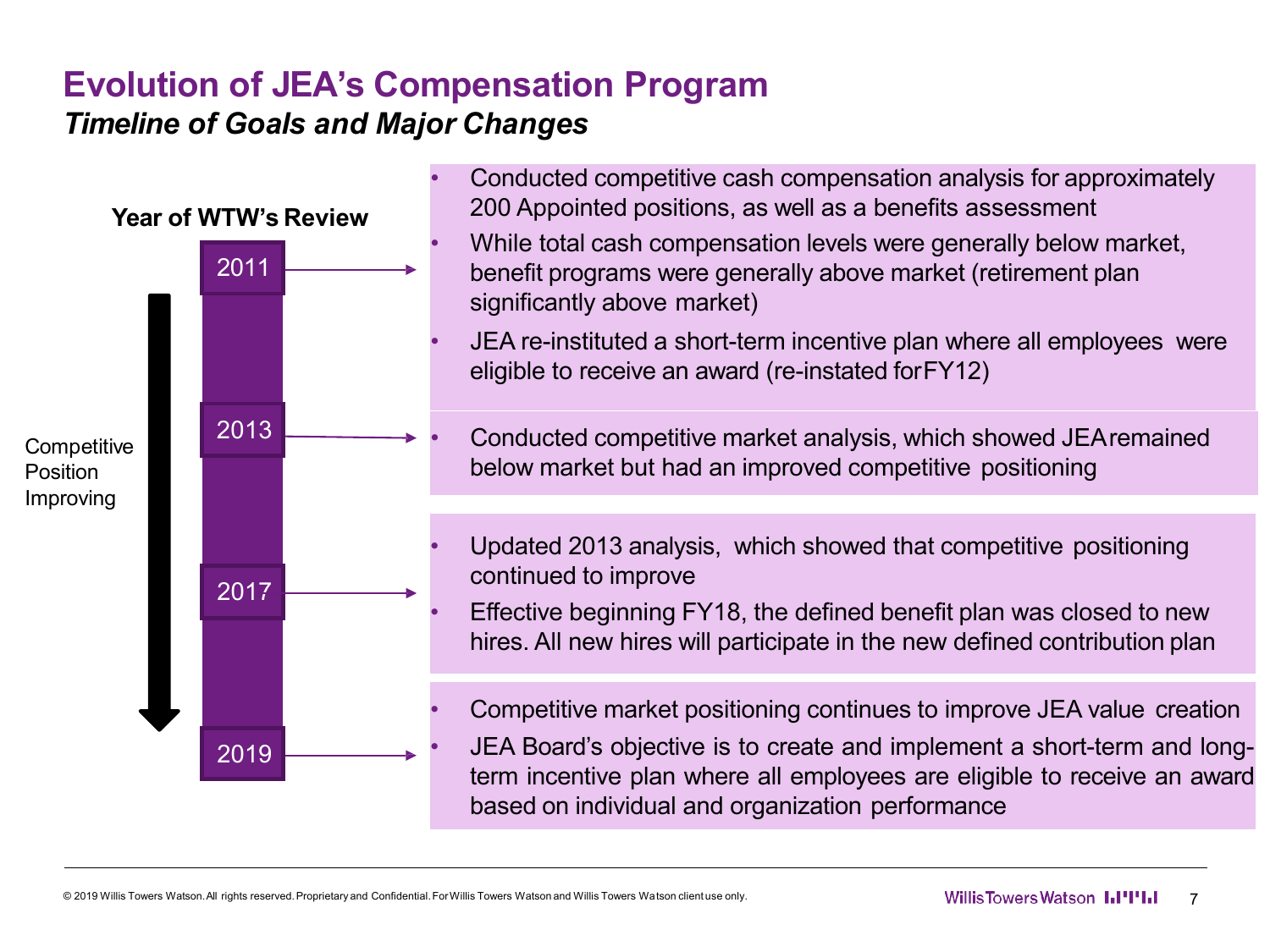# Evolution of JEA's Compensation Program

***Timeline of Goals and Major Changes***

**Year of WTW's Review**

Competitive Position Improving

**2011**

- Conducted competitive cash compensation analysis for approximately 200 Appointed positions, as well as a benefits assessment
- While total cash compensation levels were generally below market, benefit programs were generally above market (retirement plan significantly above market)
- JEA re-instituted a short-term incentive plan where all employees were eligible to receive an award (re-instated for FY12)

**2013**

- Conducted competitive market analysis, which showed JEA remained below market but had an improved competitive positioning

**2017**

- Updated 2013 analysis, which showed that competitive positioning continued to improve
- Effective beginning FY18, the defined benefit plan was closed to new hires. All new hires will participate in the new defined contribution plan

**2019**

- Competitive market positioning continues to improve JEA value creation
- JEA Board's objective is to create and implement a short-term and long-term incentive plan where all employees are eligible to receive an award based on individual and organization performance

© 2019 Willis Towers Watson. All rights reserved. Proprietary and Confidential. For Willis Towers Watson and Willis Towers Watson client use only.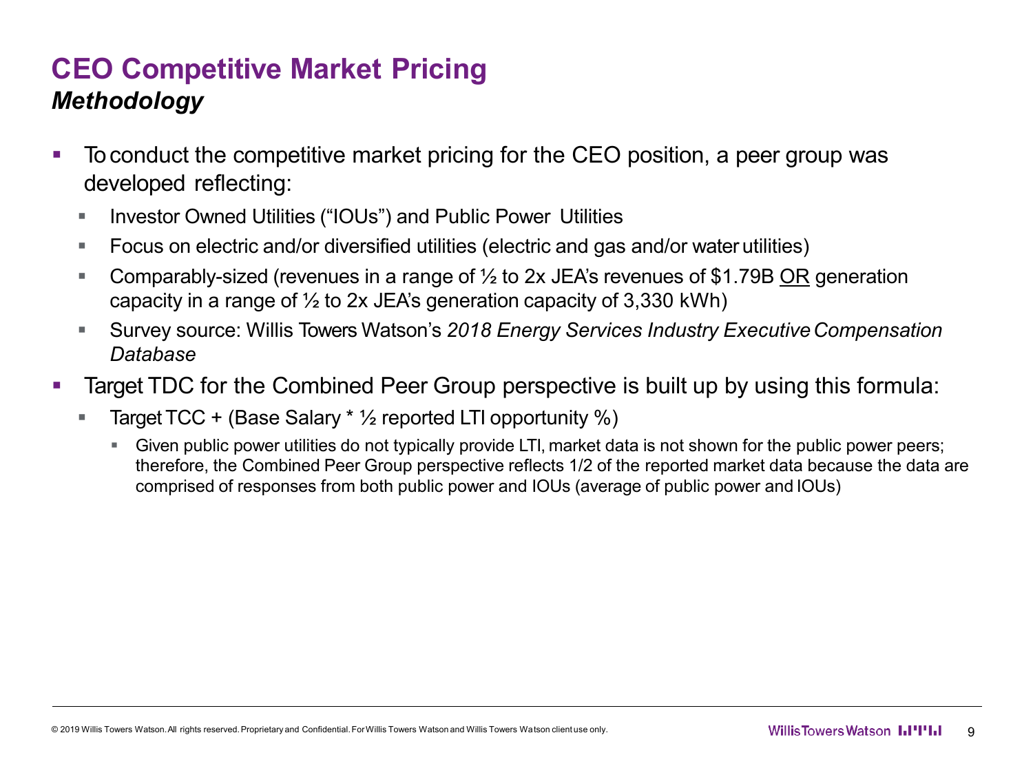# CEO Competitive Market Pricing

## *Methodology*

- To conduct the competitive market pricing for the CEO position, a peer group was developed reflecting:
  - Investor Owned Utilities ("IOUs") and Public Power Utilities
  - Focus on electric and/or diversified utilities (electric and gas and/or water utilities)
  - Comparably-sized (revenues in a range of ½ to 2x JEA's revenues of $1.79B <u>OR</u> generation capacity in a range of ½ to 2x JEA's generation capacity of 3,330 kWh)
  - Survey source: Willis Towers Watson's *2018 Energy Services Industry Executive Compensation Database*
- Target TDC for the Combined Peer Group perspective is built up by using this formula:
  - Target TCC + (Base Salary * ½ reported LTI opportunity %)
    - Given public power utilities do not typically provide LTI, market data is not shown for the public power peers; therefore, the Combined Peer Group perspective reflects 1/2 of the reported market data because the data are comprised of responses from both public power and IOUs (average of public power and IOUs)

© 2019 Willis Towers Watson. All rights reserved. Proprietary and Confidential. For Willis Towers Watson and Willis Towers Watson client use only.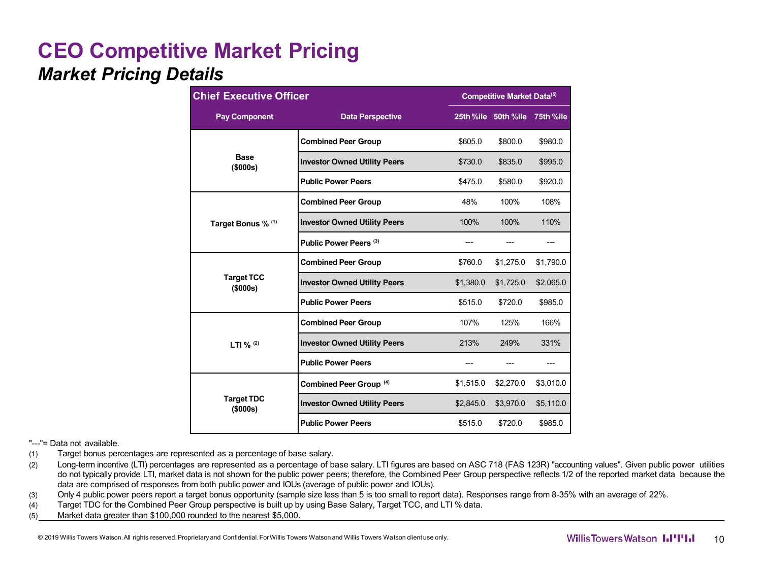# CEO Competitive Market Pricing

## *Market Pricing Details*

| Chief Executive Officer | | Competitive Market Data[5] | | |
|---|---|---|---|---|
| **Pay Component** | **Data Perspective** | **25th %ile** | **50th %ile** | **75th %ile** |
| **Base ($000s)** | **Combined Peer Group** | $605.0 | $800.0 | $980.0 |
| | **Investor Owned Utility Peers** | $730.0 | $835.0 | $995.0 |
| | **Public Power Peers** | $475.0 | $580.0 | $920.0 |
| **Target Bonus %** [1] | **Combined Peer Group** | 48% | 100% | 108% |
| | **Investor Owned Utility Peers** | 100% | 100% | 110% |
| | **Public Power Peers** [3] | --- | --- | --- |
| **Target TCC ($000s)** | **Combined Peer Group** | $760.0 | $1,275.0 | $1,790.0 |
| | **Investor Owned Utility Peers** | $1,380.0 | $1,725.0 | $2,065.0 |
| | **Public Power Peers** | $515.0 | $720.0 | $985.0 |
| **LTI %** [2] | **Combined Peer Group** | 107% | 125% | 166% |
| | **Investor Owned Utility Peers** | 213% | 249% | 331% |
| | **Public Power Peers** | --- | --- | --- |
| **Target TDC ($000s)** | **Combined Peer Group** [4] | $1,515.0 | $2,270.0 | $3,010.0 |
| | **Investor Owned Utility Peers** | $2,845.0 | $3,970.0 | $5,110.0 |
| | **Public Power Peers** | $515.0 | $720.0 | $985.0 |

"---"= Data not available.

(1) Target bonus percentages are represented as a percentage of base salary.

(2) Long-term incentive (LTI) percentages are represented as a percentage of base salary. LTI figures are based on ASC 718 (FAS 123R) "accounting values". Given public power utilities do not typically provide LTI, market data is not shown for the public power peers; therefore, the Combined Peer Group perspective reflects 1/2 of the reported market data because the data are comprised of responses from both public power and IOUs (average of public power and IOUs).

(3) Only 4 public power peers report a target bonus opportunity (sample size less than 5 is too small to report data). Responses range from 8-35% with an average of 22%.

(4) Target TDC for the Combined Peer Group perspective is built up by using Base Salary, Target TCC, and LTI % data.

(5) Market data greater than $100,000 rounded to the nearest $5,000.

© 2019 Willis Towers Watson. All rights reserved. Proprietary and Confidential. For Willis Towers Watson and Willis Towers Watson client use only.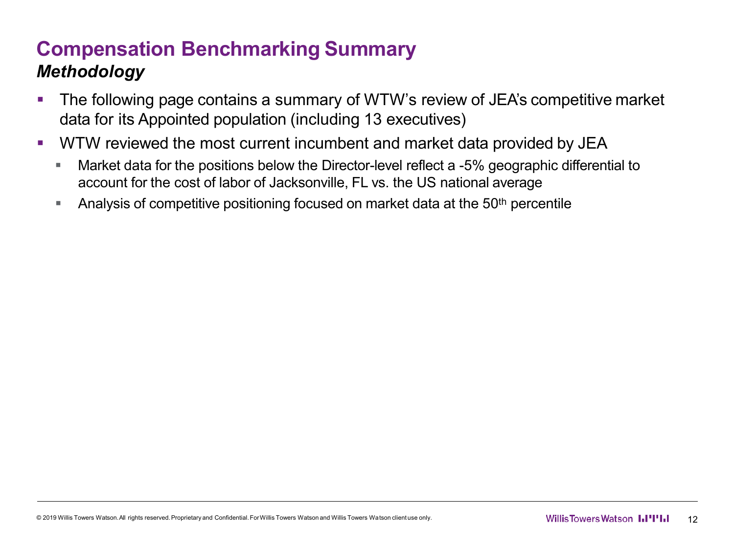# Compensation Benchmarking Summary

## *Methodology*

- The following page contains a summary of WTW's review of JEA's competitive market data for its Appointed population (including 13 executives)
- WTW reviewed the most current incumbent and market data provided by JEA
  - Market data for the positions below the Director-level reflect a -5% geographic differential to account for the cost of labor of Jacksonville, FL vs. the US national average
  - Analysis of competitive positioning focused on market data at the 50th percentile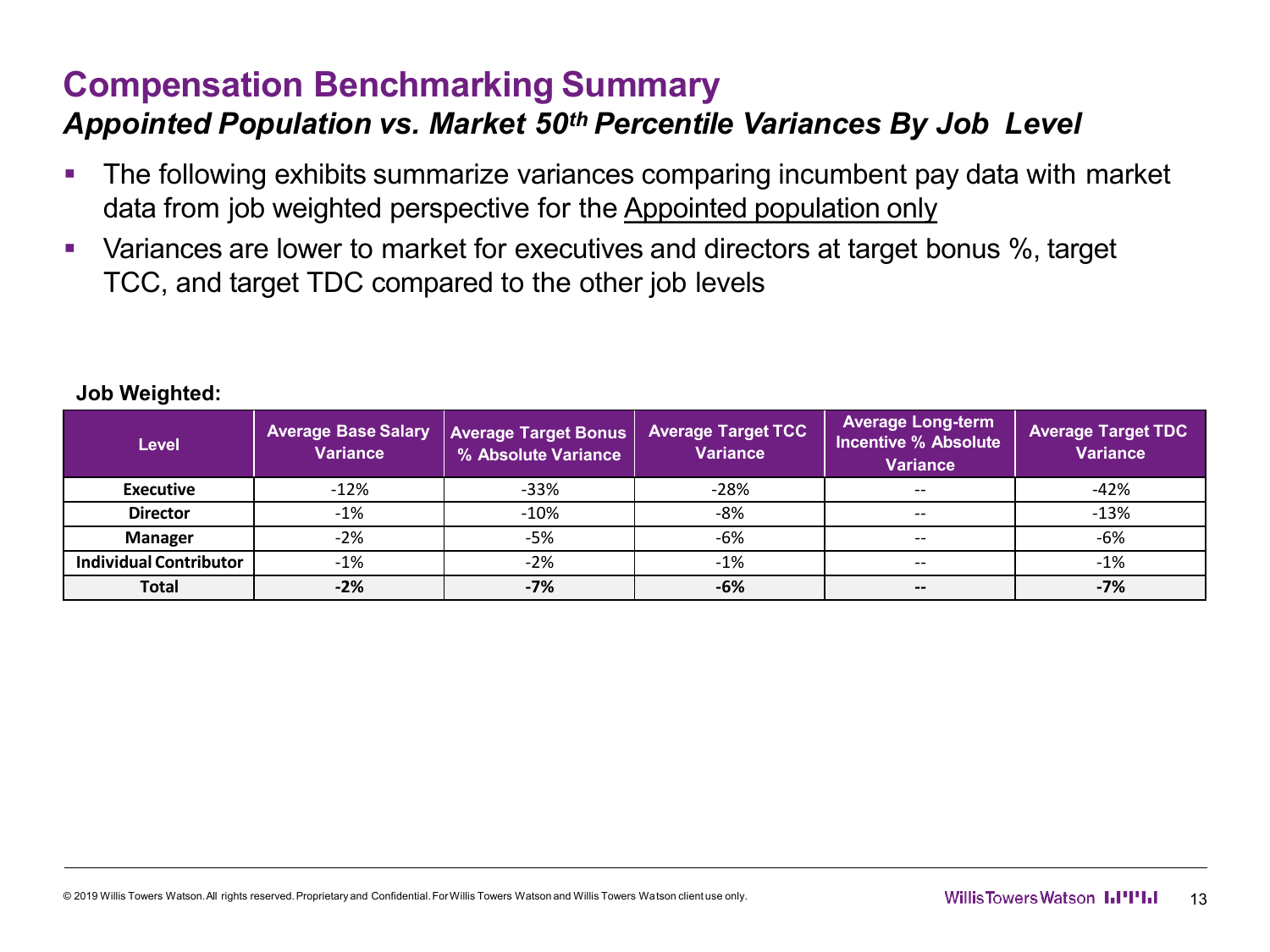# Compensation Benchmarking Summary

## *Appointed Population vs. Market 50th Percentile Variances By Job Level*

- The following exhibits summarize variances comparing incumbent pay data with market data from job weighted perspective for the Appointed population only
- Variances are lower to market for executives and directors at target bonus %, target TCC, and target TDC compared to the other job levels

**Job Weighted:**

| Level | Average Base Salary Variance | Average Target Bonus % Absolute Variance | Average Target TCC Variance | Average Long-term Incentive % Absolute Variance | Average Target TDC Variance |
|---|---|---|---|---|---|
| **Executive** | -12% | -33% | -28% | -- | -42% |
| **Director** | -1% | -10% | -8% | -- | -13% |
| **Manager** | -2% | -5% | -6% | -- | -6% |
| **Individual Contributor** | -1% | -2% | -1% | -- | -1% |
| **Total** | **-2%** | **-7%** | **-6%** | **--** | **-7%** |

© 2019 Willis Towers Watson. All rights reserved. Proprietary and Confidential. For Willis Towers Watson and Willis Towers Watson client use only.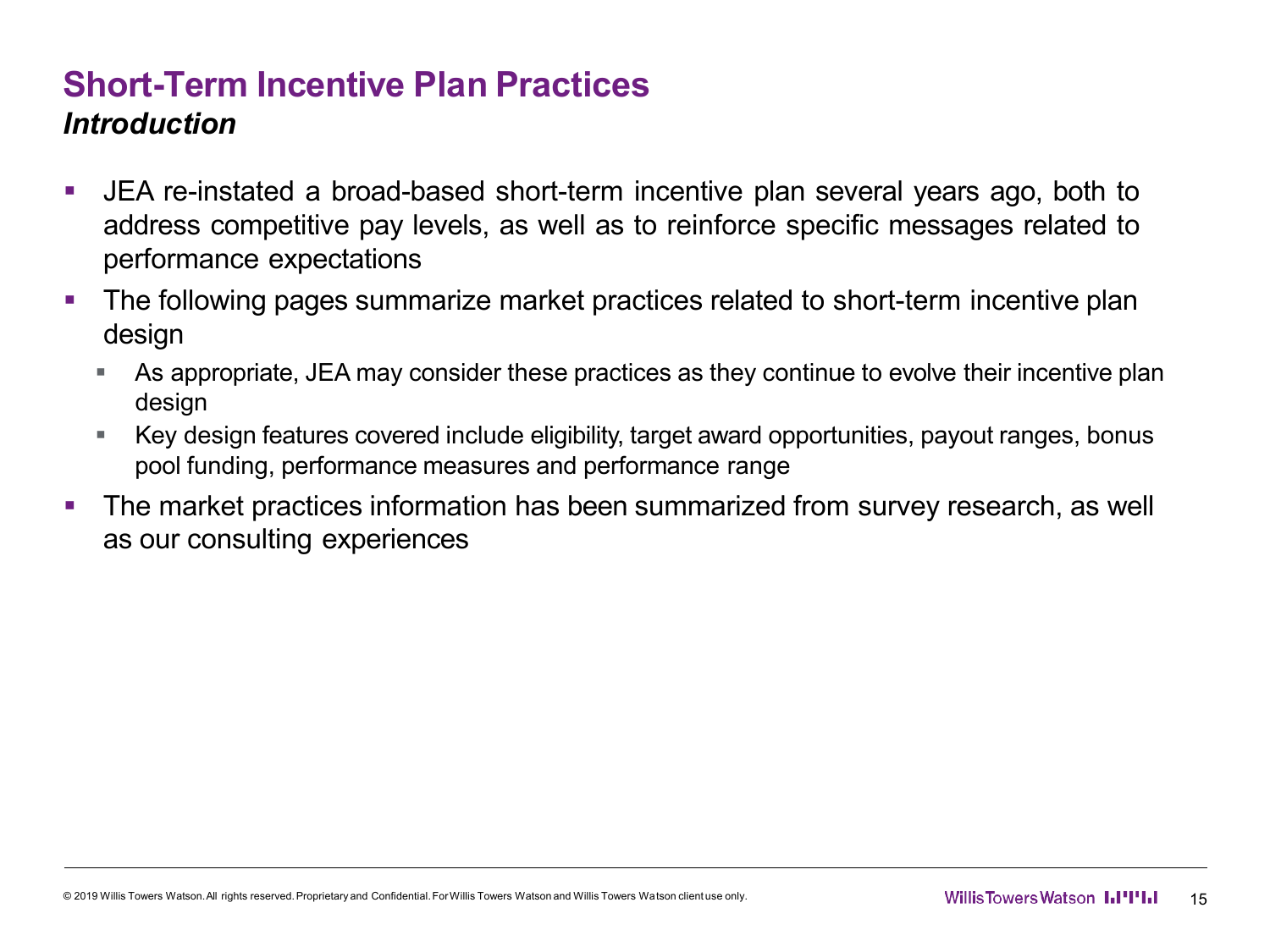# Short-Term Incentive Plan Practices

## *Introduction*

- JEA re-instated a broad-based short-term incentive plan several years ago, both to address competitive pay levels, as well as to reinforce specific messages related to performance expectations
- The following pages summarize market practices related to short-term incentive plan design
  - As appropriate, JEA may consider these practices as they continue to evolve their incentive plan design
  - Key design features covered include eligibility, target award opportunities, payout ranges, bonus pool funding, performance measures and performance range
- The market practices information has been summarized from survey research, as well as our consulting experiences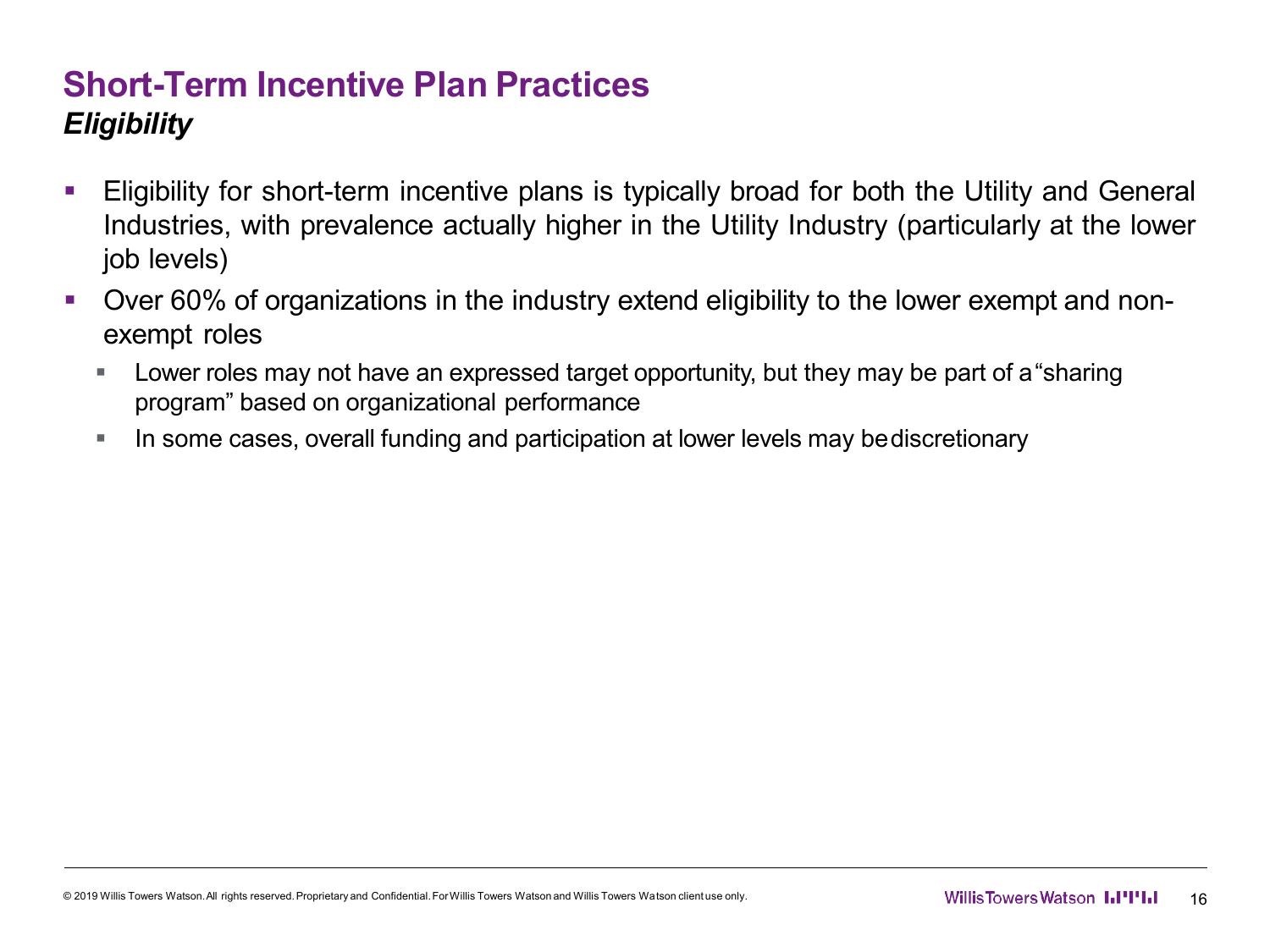# Short-Term Incentive Plan Practices

## *Eligibility*

- Eligibility for short-term incentive plans is typically broad for both the Utility and General Industries, with prevalence actually higher in the Utility Industry (particularly at the lower job levels)
- Over 60% of organizations in the industry extend eligibility to the lower exempt and non-exempt roles
  - Lower roles may not have an expressed target opportunity, but they may be part of a "sharing program" based on organizational performance
  - In some cases, overall funding and participation at lower levels may be discretionary

© 2019 Willis Towers Watson. All rights reserved. Proprietary and Confidential. For Willis Towers Watson and Willis Towers Watson client use only.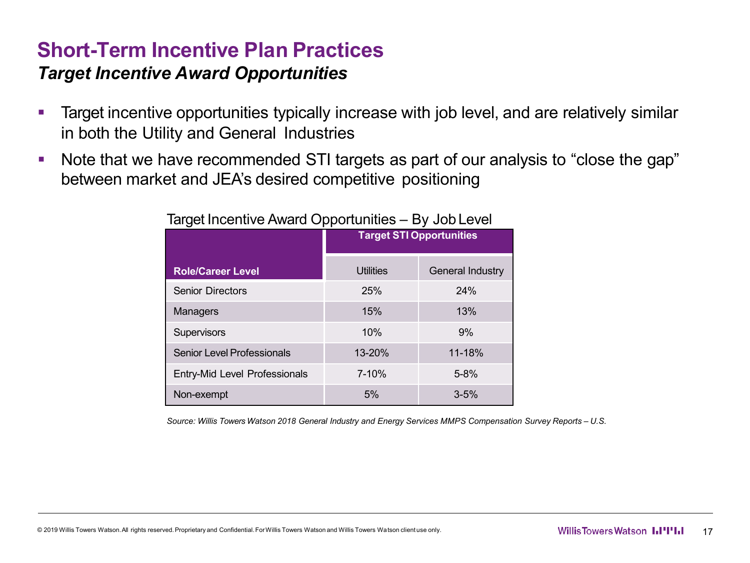# Short-Term Incentive Plan Practices

## *Target Incentive Award Opportunities*

- Target incentive opportunities typically increase with job level, and are relatively similar in both the Utility and General Industries
- Note that we have recommended STI targets as part of our analysis to "close the gap" between market and JEA's desired competitive positioning

Target Incentive Award Opportunities – By Job Level

| Role/Career Level | Target STI Opportunities | |
|---|---|---|
| | Utilities | General Industry |
| Senior Directors | 25% | 24% |
| Managers | 15% | 13% |
| Supervisors | 10% | 9% |
| Senior Level Professionals | 13-20% | 11-18% |
| Entry-Mid Level Professionals | 7-10% | 5-8% |
| Non-exempt | 5% | 3-5% |

*Source: Willis Towers Watson 2018 General Industry and Energy Services MMPS Compensation Survey Reports – U.S.*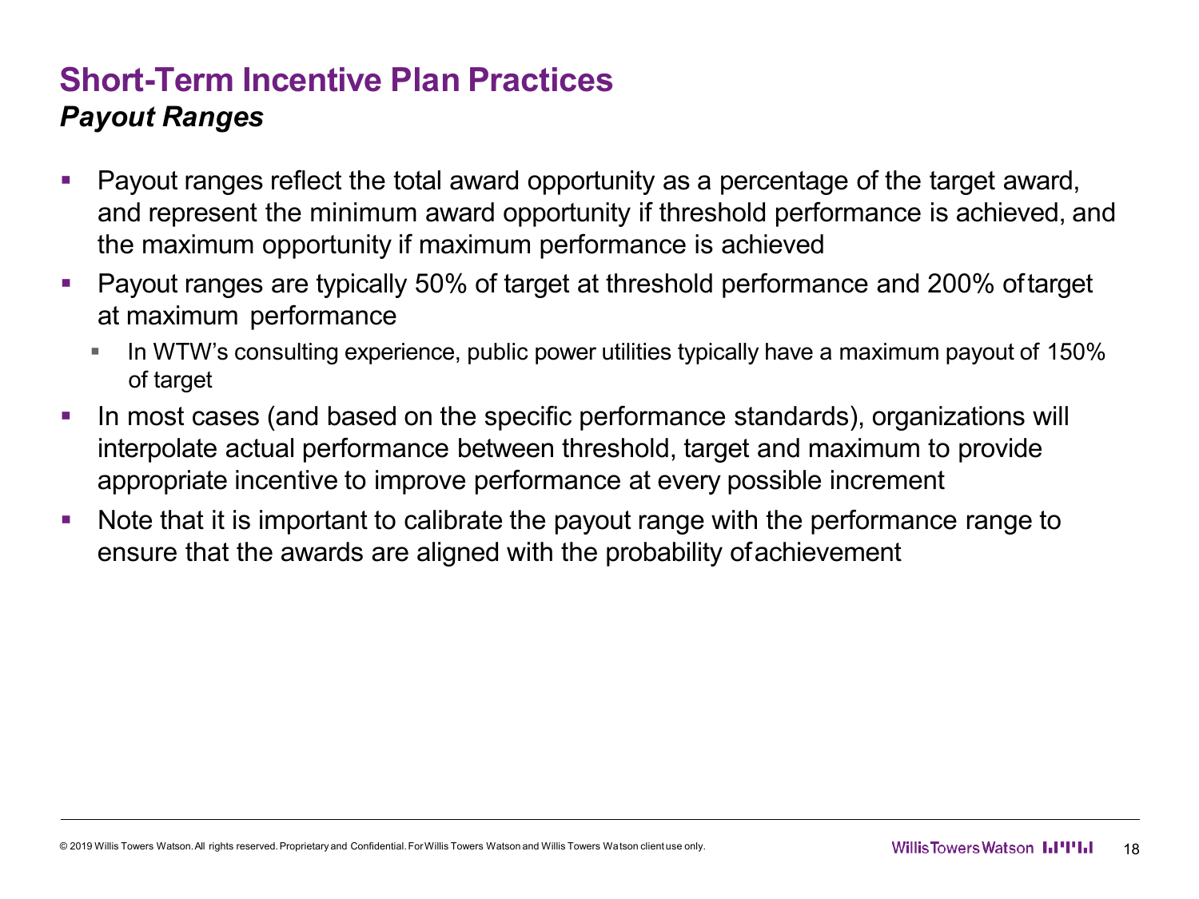# Short-Term Incentive Plan Practices

## *Payout Ranges*

- Payout ranges reflect the total award opportunity as a percentage of the target award, and represent the minimum award opportunity if threshold performance is achieved, and the maximum opportunity if maximum performance is achieved
- Payout ranges are typically 50% of target at threshold performance and 200% of target at maximum performance
  - In WTW's consulting experience, public power utilities typically have a maximum payout of 150% of target
- In most cases (and based on the specific performance standards), organizations will interpolate actual performance between threshold, target and maximum to provide appropriate incentive to improve performance at every possible increment
- Note that it is important to calibrate the payout range with the performance range to ensure that the awards are aligned with the probability of achievement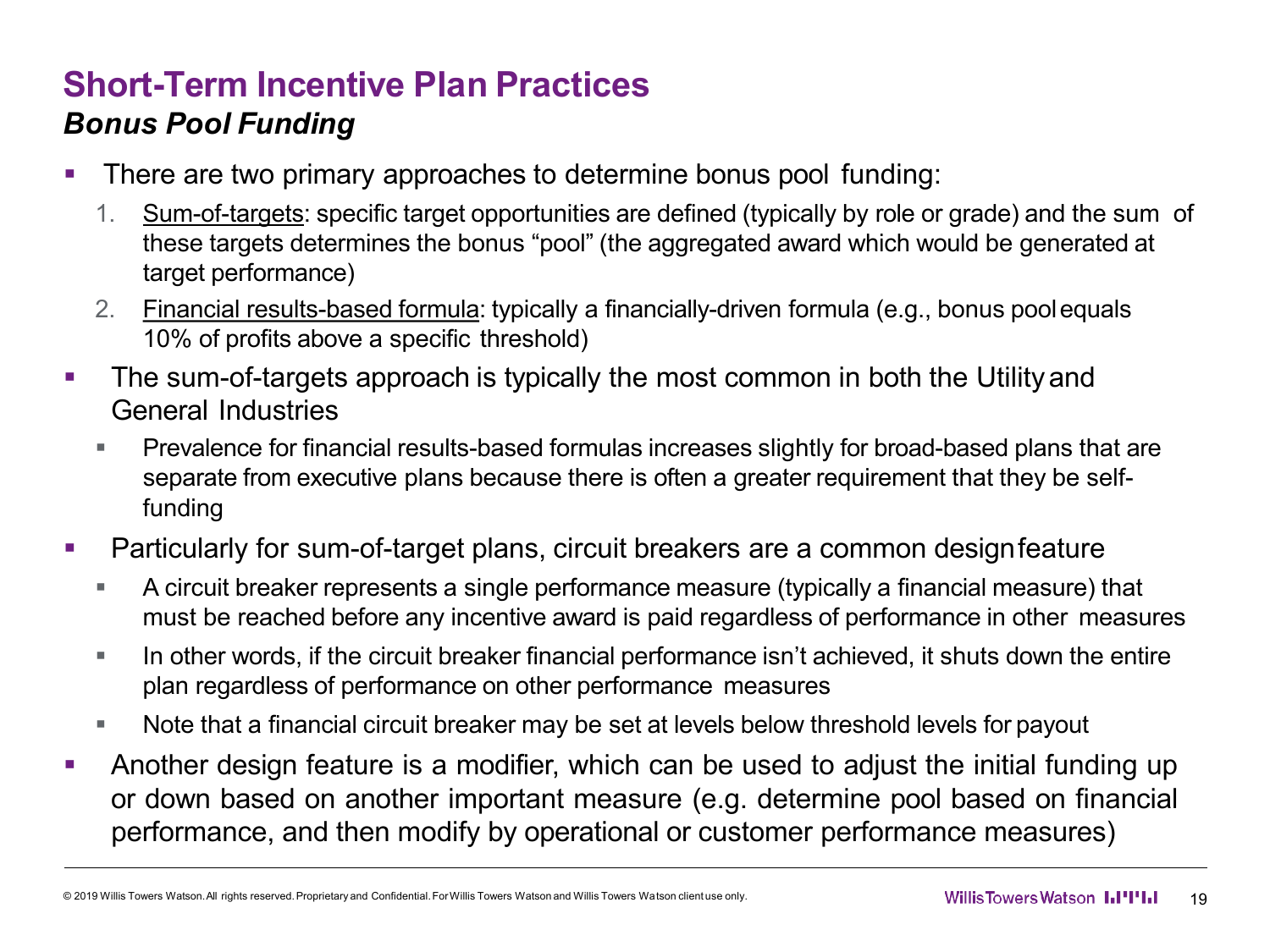# Short-Term Incentive Plan Practices

## *Bonus Pool Funding*

- There are two primary approaches to determine bonus pool funding:
  1. Sum-of-targets: specific target opportunities are defined (typically by role or grade) and the sum of these targets determines the bonus "pool" (the aggregated award which would be generated at target performance)
  2. Financial results-based formula: typically a financially-driven formula (e.g., bonus pool equals 10% of profits above a specific threshold)
- The sum-of-targets approach is typically the most common in both the Utility and General Industries
  - Prevalence for financial results-based formulas increases slightly for broad-based plans that are separate from executive plans because there is often a greater requirement that they be self-funding
- Particularly for sum-of-target plans, circuit breakers are a common design feature
  - A circuit breaker represents a single performance measure (typically a financial measure) that must be reached before any incentive award is paid regardless of performance in other measures
  - In other words, if the circuit breaker financial performance isn't achieved, it shuts down the entire plan regardless of performance on other performance measures
  - Note that a financial circuit breaker may be set at levels below threshold levels for payout
- Another design feature is a modifier, which can be used to adjust the initial funding up or down based on another important measure (e.g. determine pool based on financial performance, and then modify by operational or customer performance measures)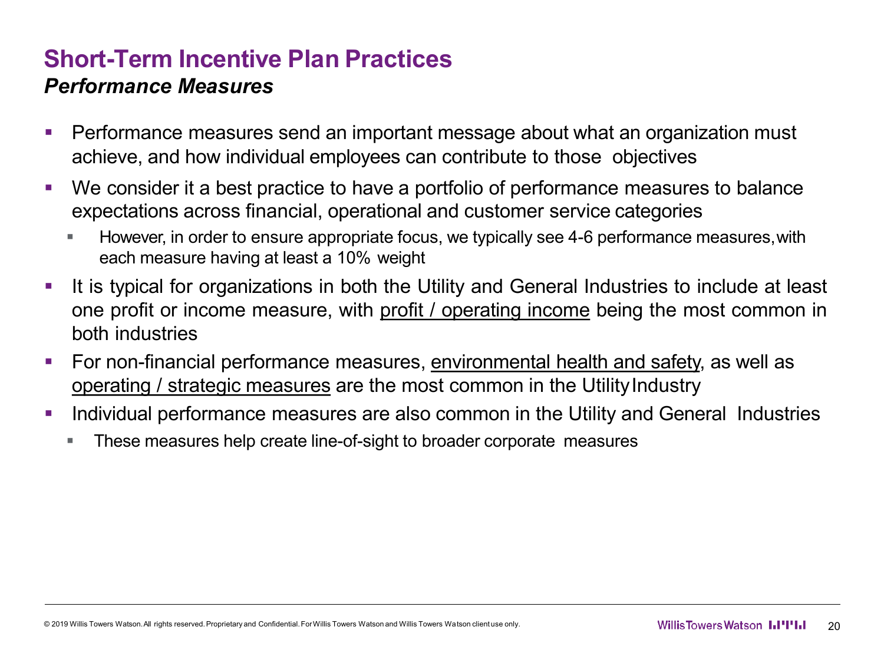# Short-Term Incentive Plan Practices

## *Performance Measures*

- Performance measures send an important message about what an organization must achieve, and how individual employees can contribute to those objectives
- We consider it a best practice to have a portfolio of performance measures to balance expectations across financial, operational and customer service categories
  - However, in order to ensure appropriate focus, we typically see 4-6 performance measures, with each measure having at least a 10% weight
- It is typical for organizations in both the Utility and General Industries to include at least one profit or income measure, with <u>profit / operating income</u> being the most common in both industries
- For non-financial performance measures, <u>environmental health and safety</u>, as well as <u>operating / strategic measures</u> are the most common in the Utility Industry
- Individual performance measures are also common in the Utility and General Industries
  - These measures help create line-of-sight to broader corporate measures

© 2019 Willis Towers Watson. All rights reserved. Proprietary and Confidential. For Willis Towers Watson and Willis Towers Watson client use only.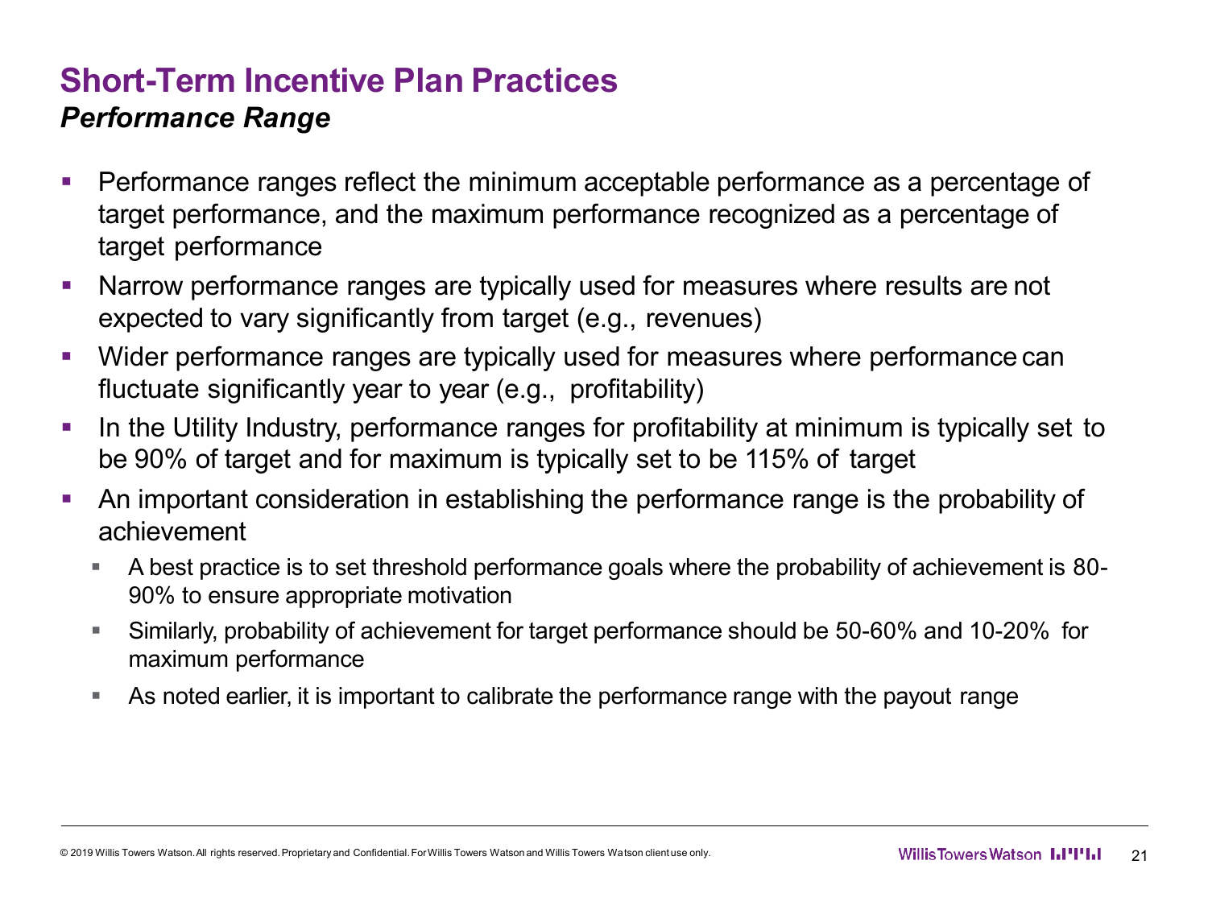## Short-Term Incentive Plan Practices

### *Performance Range*

- Performance ranges reflect the minimum acceptable performance as a percentage of target performance, and the maximum performance recognized as a percentage of target performance
- Narrow performance ranges are typically used for measures where results are not expected to vary significantly from target (e.g., revenues)
- Wider performance ranges are typically used for measures where performance can fluctuate significantly year to year (e.g., profitability)
- In the Utility Industry, performance ranges for profitability at minimum is typically set to be 90% of target and for maximum is typically set to be 115% of target
- An important consideration in establishing the performance range is the probability of achievement
  - A best practice is to set threshold performance goals where the probability of achievement is 80-90% to ensure appropriate motivation
  - Similarly, probability of achievement for target performance should be 50-60% and 10-20% for maximum performance
  - As noted earlier, it is important to calibrate the performance range with the payout range

© 2019 Willis Towers Watson. All rights reserved. Proprietary and Confidential. For Willis Towers Watson and Willis Towers Watson client use only.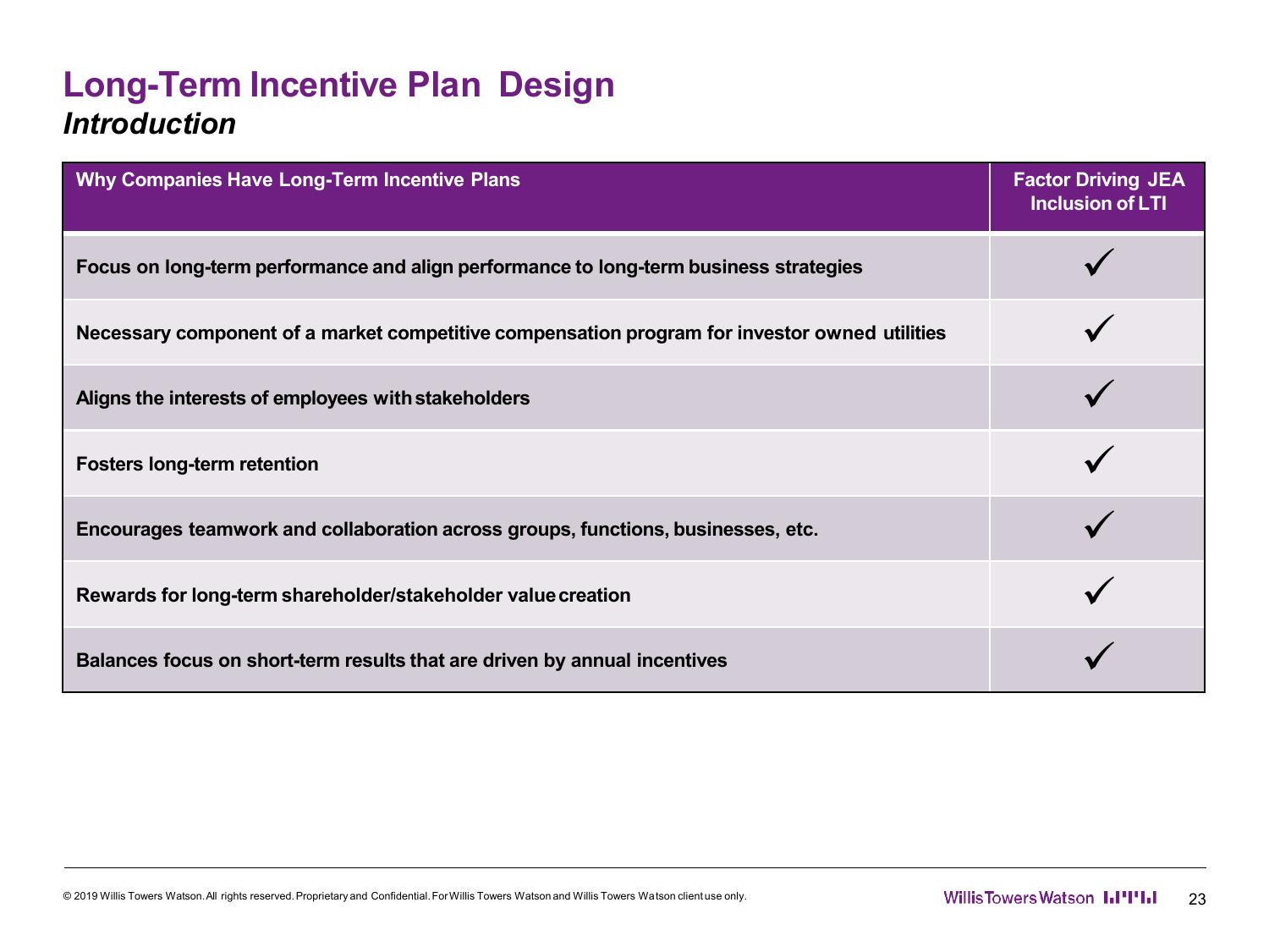# Long-Term Incentive Plan Design

## *Introduction*

| Why Companies Have Long-Term Incentive Plans | Factor Driving JEA Inclusion of LTI |
|---|---|
| **Focus on long-term performance and align performance to long-term business strategies** | ✓ |
| **Necessary component of a market competitive compensation program for investor owned utilities** | ✓ |
| **Aligns the interests of employees with stakeholders** | ✓ |
| **Fosters long-term retention** | ✓ |
| **Encourages teamwork and collaboration across groups, functions, businesses, etc.** | ✓ |
| **Rewards for long-term shareholder/stakeholder value creation** | ✓ |
| **Balances focus on short-term results that are driven by annual incentives** | ✓ |

© 2019 Willis Towers Watson. All rights reserved. Proprietary and Confidential. For Willis Towers Watson and Willis Towers Watson client use only.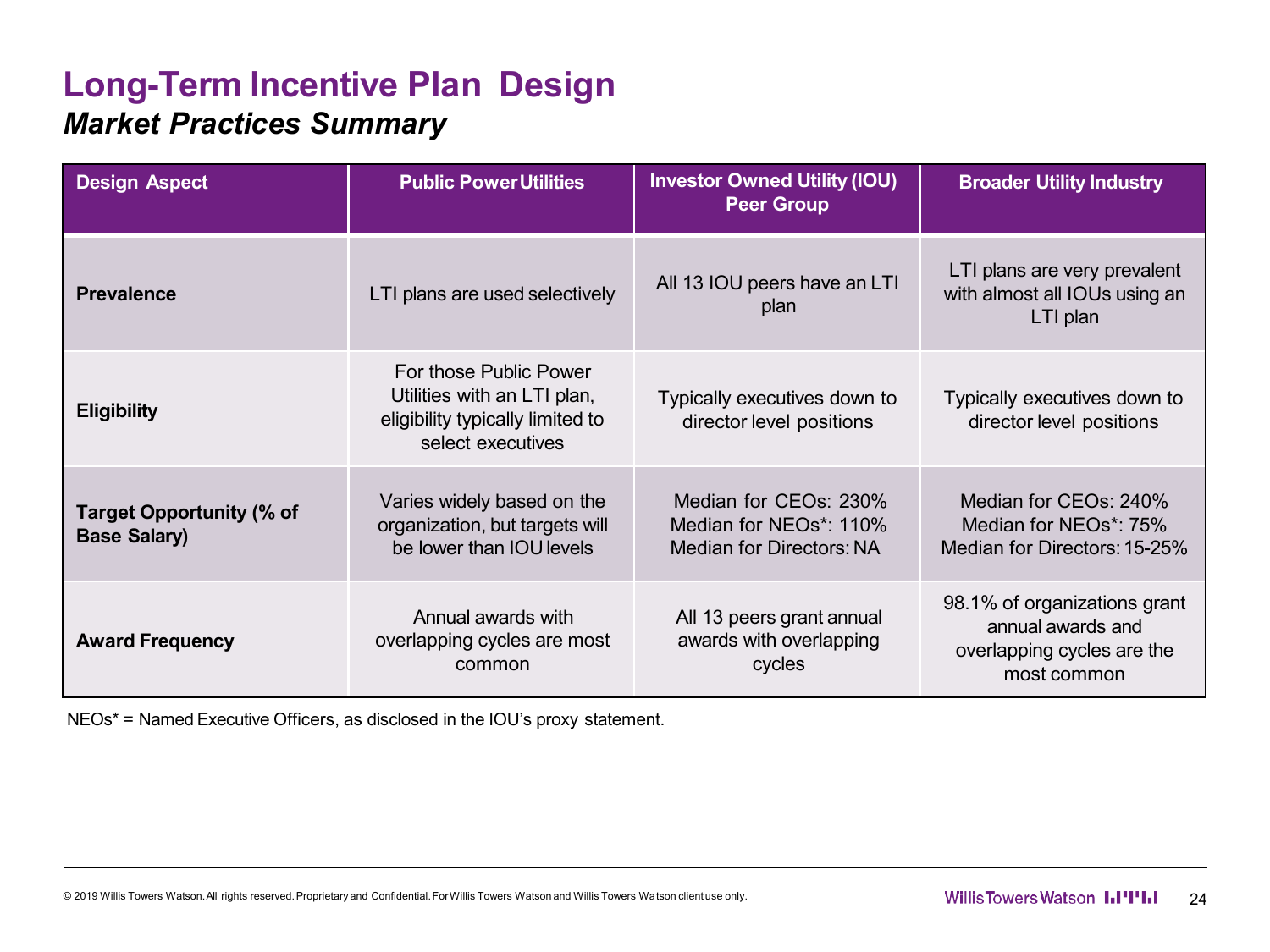# Long-Term Incentive Plan Design

## *Market Practices Summary*

| Design Aspect | Public Power Utilities | Investor Owned Utility (IOU) Peer Group | Broader Utility Industry |
|---|---|---|---|
| **Prevalence** | LTI plans are used selectively | All 13 IOU peers have an LTI plan | LTI plans are very prevalent with almost all IOUs using an LTI plan |
| **Eligibility** | For those Public Power Utilities with an LTI plan, eligibility typically limited to select executives | Typically executives down to director level positions | Typically executives down to director level positions |
| **Target Opportunity (% of Base Salary)** | Varies widely based on the organization, but targets will be lower than IOU levels | Median for CEOs: 230%<br>Median for NEOs*: 110%<br>Median for Directors: NA | Median for CEOs: 240%<br>Median for NEOs*: 75%<br>Median for Directors: 15-25% |
| **Award Frequency** | Annual awards with overlapping cycles are most common | All 13 peers grant annual awards with overlapping cycles | 98.1% of organizations grant annual awards and overlapping cycles are the most common |

NEOs* = Named Executive Officers, as disclosed in the IOU's proxy statement.

© 2019 Willis Towers Watson. All rights reserved. Proprietary and Confidential. For Willis Towers Watson and Willis Towers Watson client use only.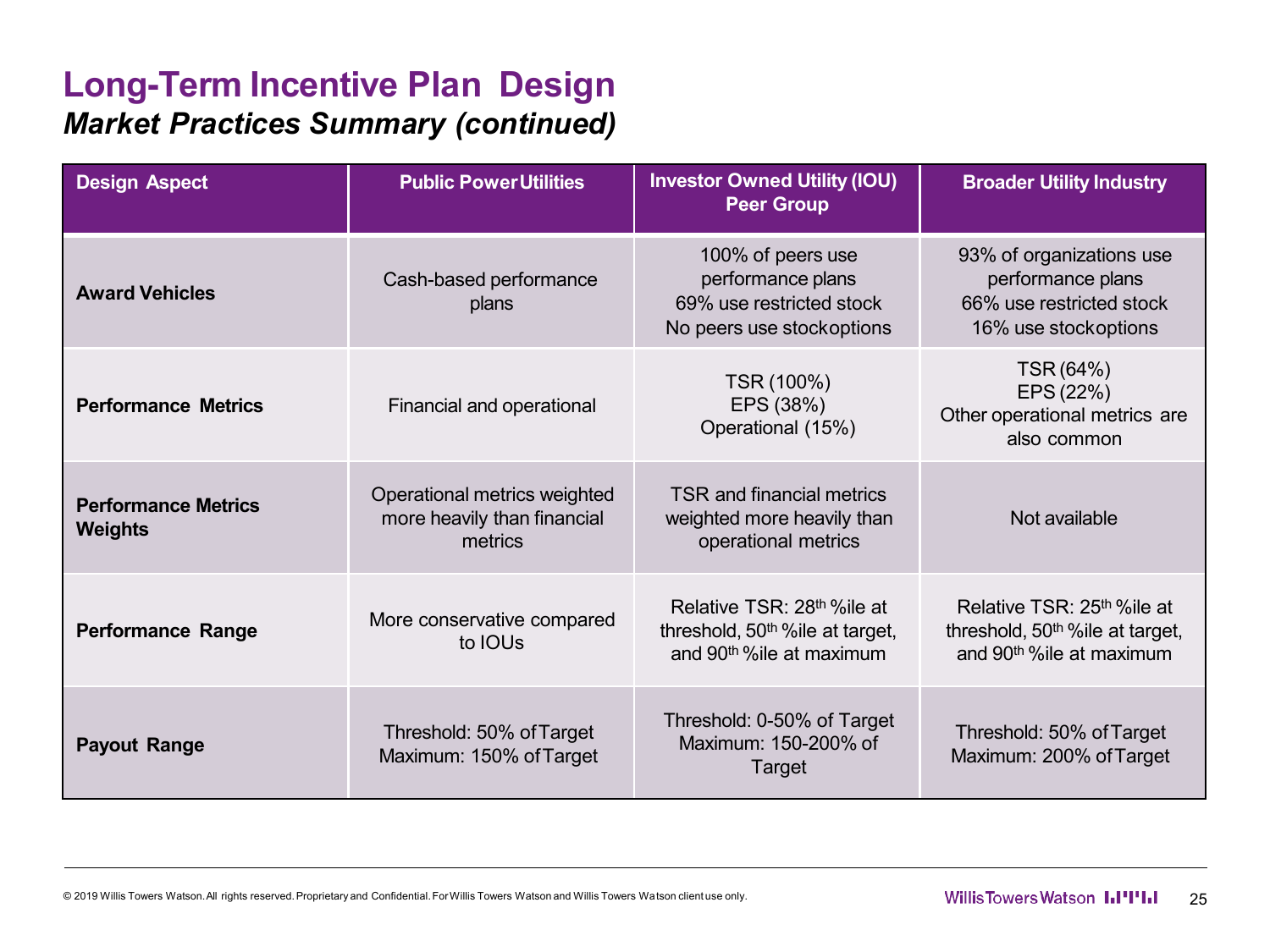# Long-Term Incentive Plan Design

## *Market Practices Summary (continued)*

| Design Aspect | Public Power Utilities | Investor Owned Utility (IOU) Peer Group | Broader Utility Industry |
|---|---|---|---|
| **Award Vehicles** | Cash-based performance plans | 100% of peers use performance plans<br>69% use restricted stock<br>No peers use stockoptions | 93% of organizations use performance plans<br>66% use restricted stock<br>16% use stockoptions |
| **Performance Metrics** | Financial and operational | TSR (100%)<br>EPS (38%)<br>Operational (15%) | TSR (64%)<br>EPS (22%)<br>Other operational metrics are also common |
| **Performance Metrics Weights** | Operational metrics weighted more heavily than financial metrics | TSR and financial metrics weighted more heavily than operational metrics | Not available |
| **Performance Range** | More conservative compared to IOUs | Relative TSR: 28th %ile at threshold, 50th %ile at target, and 90th %ile at maximum | Relative TSR: 25th %ile at threshold, 50th %ile at target, and 90th %ile at maximum |
| **Payout Range** | Threshold: 50% of Target<br>Maximum: 150% of Target | Threshold: 0-50% of Target<br>Maximum: 150-200% of Target | Threshold: 50% of Target<br>Maximum: 200% of Target |

© 2019 Willis Towers Watson. All rights reserved. Proprietary and Confidential. For Willis Towers Watson and Willis Towers Watson client use only.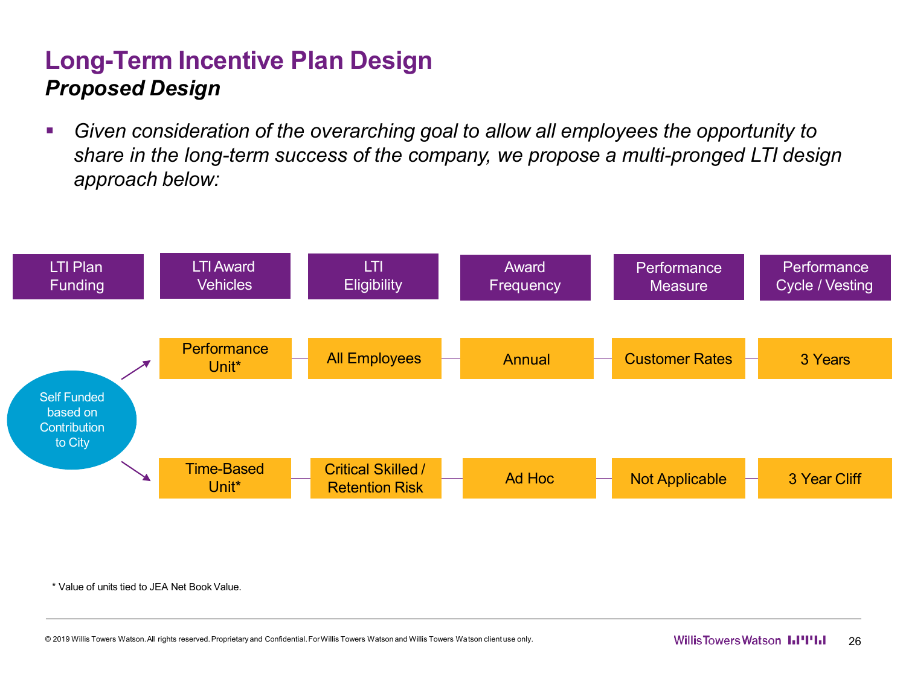# Long-Term Incentive Plan Design

## *Proposed Design*

- *Given consideration of the overarching goal to allow all employees the opportunity to share in the long-term success of the company, we propose a multi-pronged LTI design approach below:*

| LTI Plan Funding | LTI Award Vehicles | LTI Eligibility | Award Frequency | Performance Measure | Performance Cycle / Vesting |
|---|---|---|---|---|---|
| Self Funded based on Contribution to City | Performance Unit* | All Employees | Annual | Customer Rates | 3 Years |
| | Time-Based Unit* | Critical Skilled / Retention Risk | Ad Hoc | Not Applicable | 3 Year Cliff |

\* Value of units tied to JEA Net Book Value.

© 2019 Willis Towers Watson. All rights reserved. Proprietary and Confidential. For Willis Towers Watson and Willis Towers Watson client use only.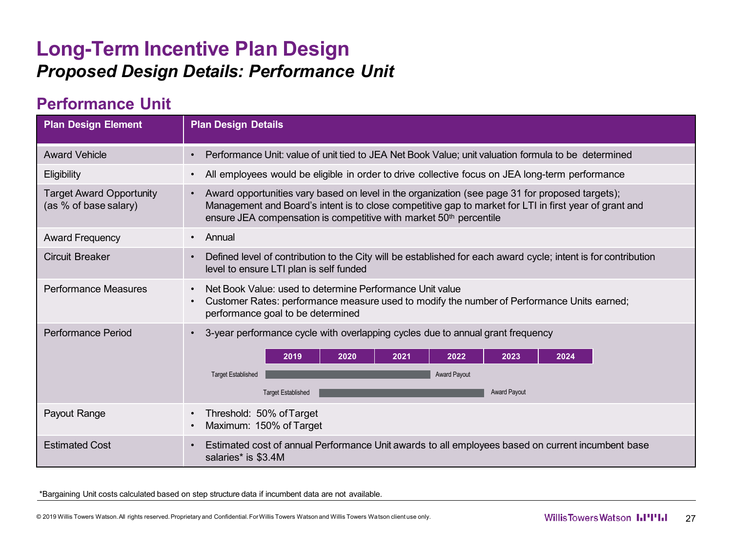# Long-Term Incentive Plan Design

## *Proposed Design Details: Performance Unit*

### Performance Unit

| Plan Design Element | Plan Design Details |
| --- | --- |
| Award Vehicle | • Performance Unit: value of unit tied to JEA Net Book Value; unit valuation formula to be determined |
| Eligibility | • All employees would be eligible in order to drive collective focus on JEA long-term performance |
| Target Award Opportunity (as % of base salary) | • Award opportunities vary based on level in the organization (see page 31 for proposed targets); Management and Board's intent is to close competitive gap to market for LTI in first year of grant and ensure JEA compensation is competitive with market 50th percentile |
| Award Frequency | • Annual |
| Circuit Breaker | • Defined level of contribution to the City will be established for each award cycle; intent is for contribution level to ensure LTI plan is self funded |
| Performance Measures | • Net Book Value: used to determine Performance Unit value<br>• Customer Rates: performance measure used to modify the number of Performance Units earned; performance goal to be determined |
| Performance Period | • 3-year performance cycle with overlapping cycles due to annual grant frequency<br>2019 / 2020 / 2021 / 2022 / 2023 / 2024<br>Target Established (2019) → Award Payout (after 2021)<br>Target Established (2020) → Award Payout (after 2022) |
| Payout Range | • Threshold: 50% of Target<br>• Maximum: 150% of Target |
| Estimated Cost | • Estimated cost of annual Performance Unit awards to all employees based on current incumbent base salaries* is $3.4M |

*Bargaining Unit costs calculated based on step structure data if incumbent data are not available.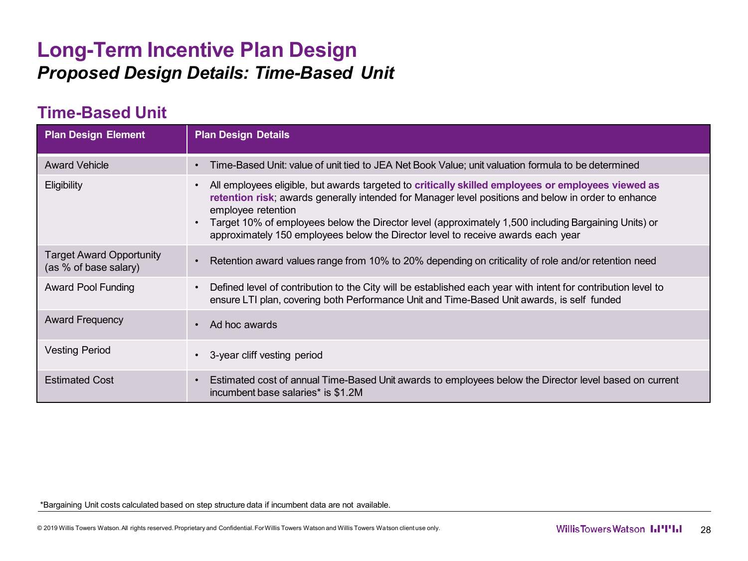# Long-Term Incentive Plan Design

## *Proposed Design Details: Time-Based Unit*

### Time-Based Unit

| Plan Design Element | Plan Design Details |
|---|---|
| Award Vehicle | • Time-Based Unit: value of unit tied to JEA Net Book Value; unit valuation formula to be determined |
| Eligibility | • All employees eligible, but awards targeted to **critically skilled employees or employees viewed as retention risk**; awards generally intended for Manager level positions and below in order to enhance employee retention<br>• Target 10% of employees below the Director level (approximately 1,500 including Bargaining Units) or approximately 150 employees below the Director level to receive awards each year |
| Target Award Opportunity (as % of base salary) | • Retention award values range from 10% to 20% depending on criticality of role and/or retention need |
| Award Pool Funding | • Defined level of contribution to the City will be established each year with intent for contribution level to ensure LTI plan, covering both Performance Unit and Time-Based Unit awards, is self funded |
| Award Frequency | • Ad hoc awards |
| Vesting Period | • 3-year cliff vesting period |
| Estimated Cost | • Estimated cost of annual Time-Based Unit awards to employees below the Director level based on current incumbent base salaries* is $1.2M |

*Bargaining Unit costs calculated based on step structure data if incumbent data are not available.

© 2019 Willis Towers Watson. All rights reserved. Proprietary and Confidential. For Willis Towers Watson and Willis Towers Watson client use only.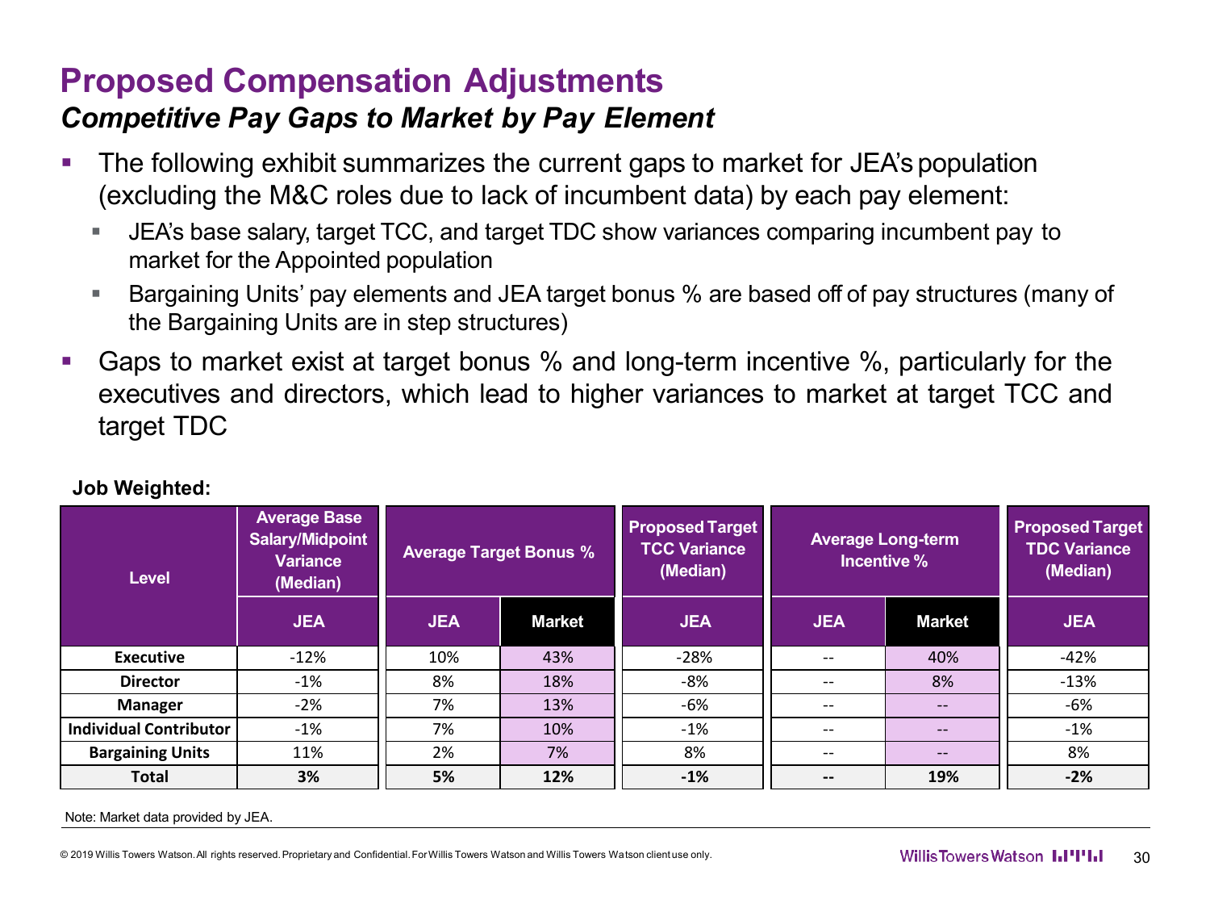# Proposed Compensation Adjustments

## *Competitive Pay Gaps to Market by Pay Element*

- The following exhibit summarizes the current gaps to market for JEA's population (excluding the M&C roles due to lack of incumbent data) by each pay element:
  - JEA's base salary, target TCC, and target TDC show variances comparing incumbent pay to market for the Appointed population
  - Bargaining Units' pay elements and JEA target bonus % are based off of pay structures (many of the Bargaining Units are in step structures)
- Gaps to market exist at target bonus % and long-term incentive %, particularly for the executives and directors, which lead to higher variances to market at target TCC and target TDC

**Job Weighted:**

| Level | Average Base Salary/Midpoint Variance (Median) | Average Target Bonus % | | Proposed Target TCC Variance (Median) | Average Long-term Incentive % | | Proposed Target TDC Variance (Median) |
|---|---|---|---|---|---|---|---|
| | JEA | JEA | Market | JEA | JEA | Market | JEA |
| **Executive** | -12% | 10% | 43% | -28% | -- | 40% | -42% |
| **Director** | -1% | 8% | 18% | -8% | -- | 8% | -13% |
| **Manager** | -2% | 7% | 13% | -6% | -- | -- | -6% |
| **Individual Contributor** | -1% | 7% | 10% | -1% | -- | -- | -1% |
| **Bargaining Units** | 11% | 2% | 7% | 8% | -- | -- | 8% |
| **Total** | **3%** | **5%** | **12%** | **-1%** | **--** | **19%** | **-2%** |

Note: Market data provided by JEA.

© 2019 Willis Towers Watson. All rights reserved. Proprietary and Confidential. For Willis Towers Watson and Willis Towers Watson client use only.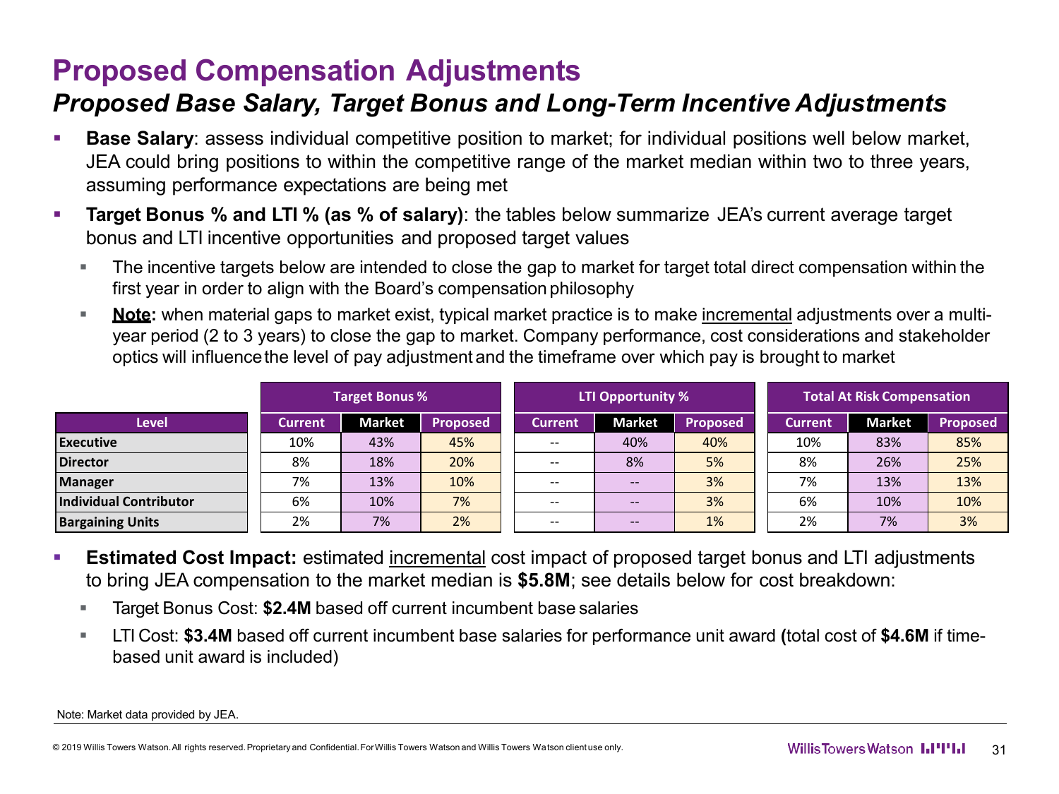# Proposed Compensation Adjustments

## *Proposed Base Salary, Target Bonus and Long-Term Incentive Adjustments*

- **Base Salary**: assess individual competitive position to market; for individual positions well below market, JEA could bring positions to within the competitive range of the market median within two to three years, assuming performance expectations are being met
- **Target Bonus % and LTI % (as % of salary)**: the tables below summarize JEA's current average target bonus and LTI incentive opportunities and proposed target values
  - The incentive targets below are intended to close the gap to market for target total direct compensation within the first year in order to align with the Board's compensation philosophy
  - **Note:** when material gaps to market exist, typical market practice is to make incremental adjustments over a multi-year period (2 to 3 years) to close the gap to market. Company performance, cost considerations and stakeholder optics will influence the level of pay adjustment and the timeframe over which pay is brought to market

| | Target Bonus % | | | LTI Opportunity % | | | Total At Risk Compensation | | |
|---|---|---|---|---|---|---|---|---|---|
| **Level** | **Current** | **Market** | **Proposed** | **Current** | **Market** | **Proposed** | **Current** | **Market** | **Proposed** |
| **Executive** | 10% | 43% | 45% | -- | 40% | 40% | 10% | 83% | 85% |
| **Director** | 8% | 18% | 20% | -- | 8% | 5% | 8% | 26% | 25% |
| **Manager** | 7% | 13% | 10% | -- | -- | 3% | 7% | 13% | 13% |
| **Individual Contributor** | 6% | 10% | 7% | -- | -- | 3% | 6% | 10% | 10% |
| **Bargaining Units** | 2% | 7% | 2% | -- | -- | 1% | 2% | 7% | 3% |

- **Estimated Cost Impact:** estimated incremental cost impact of proposed target bonus and LTI adjustments to bring JEA compensation to the market median is **$5.8M**; see details below for cost breakdown:
  - Target Bonus Cost: **$2.4M** based off current incumbent base salaries
  - LTI Cost: **$3.4M** based off current incumbent base salaries for performance unit award **(**total cost of **$4.6M** if time-based unit award is included)

Note: Market data provided by JEA.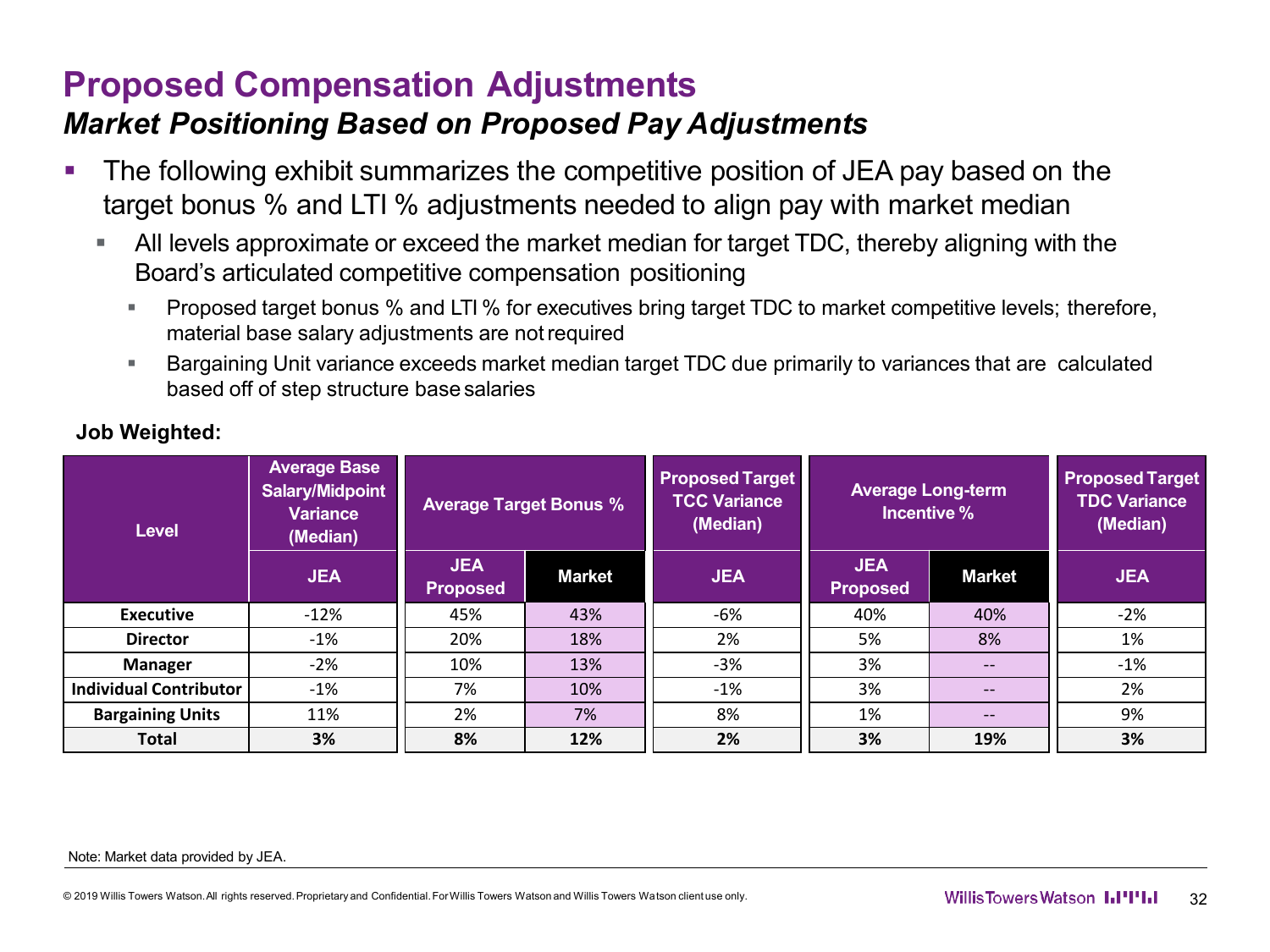# Proposed Compensation Adjustments

## *Market Positioning Based on Proposed Pay Adjustments*

- The following exhibit summarizes the competitive position of JEA pay based on the target bonus % and LTI % adjustments needed to align pay with market median
  - All levels approximate or exceed the market median for target TDC, thereby aligning with the Board's articulated competitive compensation positioning
    - Proposed target bonus % and LTI % for executives bring target TDC to market competitive levels; therefore, material base salary adjustments are not required
    - Bargaining Unit variance exceeds market median target TDC due primarily to variances that are calculated based off of step structure base salaries

**Job Weighted:**

| Level | Average Base Salary/Midpoint Variance (Median) | Average Target Bonus % | | Proposed Target TCC Variance (Median) | Average Long-term Incentive % | | Proposed Target TDC Variance (Median) |
|---|---|---|---|---|---|---|---|
| | JEA | JEA Proposed | Market | JEA | JEA Proposed | Market | JEA |
| **Executive** | -12% | 45% | 43% | -6% | 40% | 40% | -2% |
| **Director** | -1% | 20% | 18% | 2% | 5% | 8% | 1% |
| **Manager** | -2% | 10% | 13% | -3% | 3% | -- | -1% |
| **Individual Contributor** | -1% | 7% | 10% | -1% | 3% | -- | 2% |
| **Bargaining Units** | 11% | 2% | 7% | 8% | 1% | -- | 9% |
| **Total** | **3%** | **8%** | **12%** | **2%** | **3%** | **19%** | **3%** |

Note: Market data provided by JEA.

© 2019 Willis Towers Watson. All rights reserved. Proprietary and Confidential. For Willis Towers Watson and Willis Towers Watson client use only.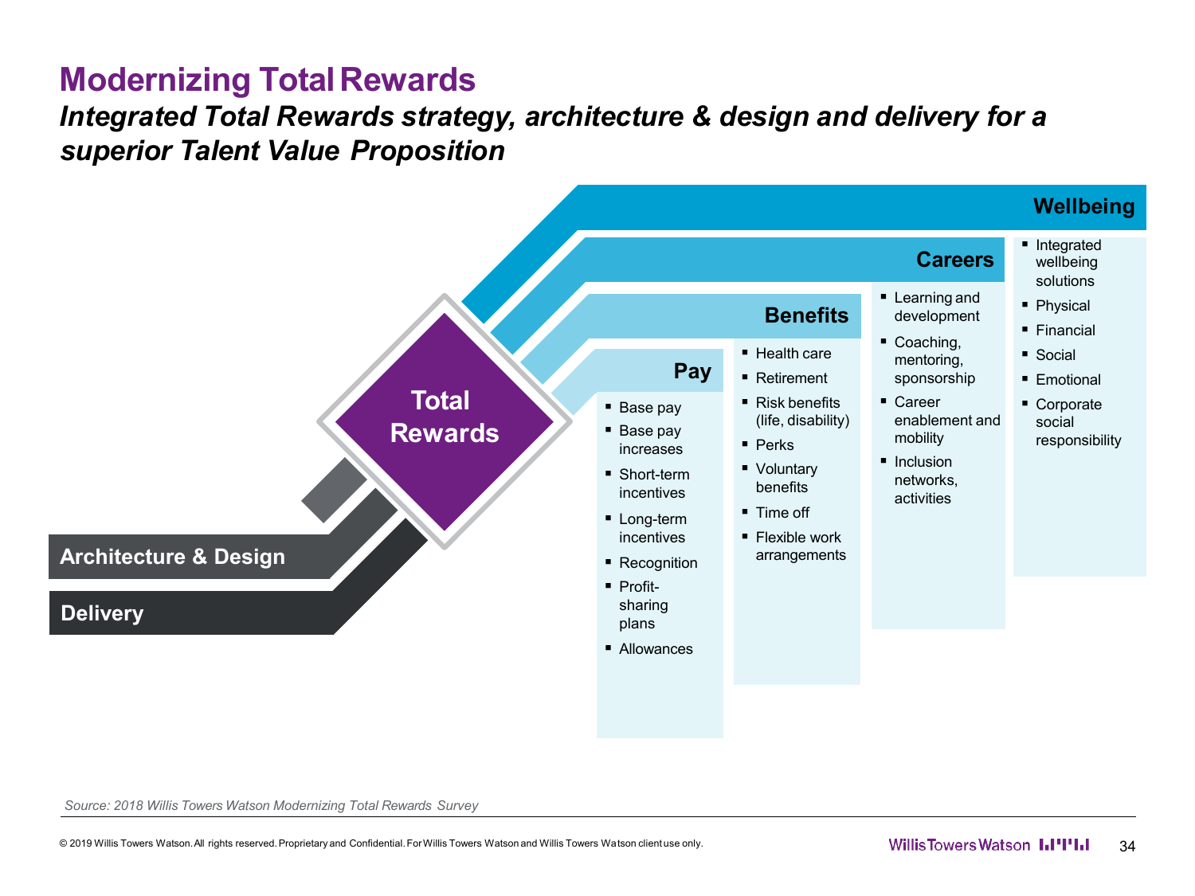# Modernizing Total Rewards

***Integrated Total Rewards strategy, architecture & design and delivery for a superior Talent Value Proposition***

**Total Rewards**

**Pay**

- Base pay
- Base pay increases
- Short-term incentives
- Long-term incentives
- Recognition
- Profit-sharing plans
- Allowances

**Benefits**

- Health care
- Retirement
- Risk benefits (life, disability)
- Perks
- Voluntary benefits
- Time off
- Flexible work arrangements

**Careers**

- Learning and development
- Coaching, mentoring, sponsorship
- Career enablement and mobility
- Inclusion networks, activities

**Wellbeing**

- Integrated wellbeing solutions
- Physical
- Financial
- Social
- Emotional
- Corporate social responsibility

**Architecture & Design**

**Delivery**

*Source: 2018 Willis Towers Watson Modernizing Total Rewards Survey*

© 2019 Willis Towers Watson. All rights reserved. Proprietary and Confidential. For Willis Towers Watson and Willis Towers Watson client use only.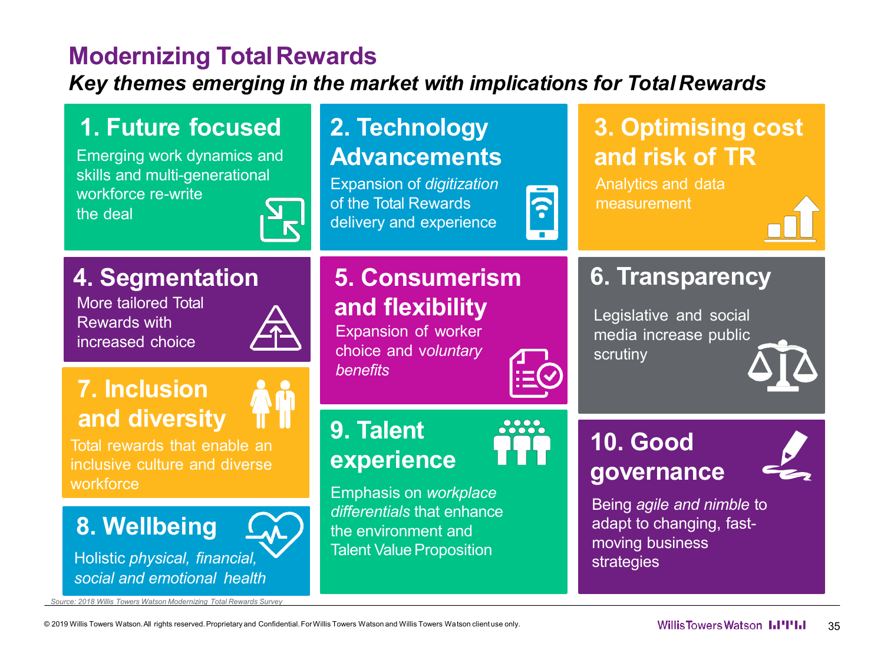# Modernizing Total Rewards

***Key themes emerging in the market with implications for Total Rewards***

### 1. Future focused

Emerging work dynamics and skills and multi-generational workforce re-write the deal

### 2. Technology Advancements

Expansion of *digitization* of the Total Rewards delivery and experience

### 3. Optimising cost and risk of TR

Analytics and data measurement

### 4. Segmentation

More tailored Total Rewards with increased choice

### 5. Consumerism and flexibility

Expansion of worker choice and *voluntary benefits*

### 6. Transparency

Legislative and social media increase public scrutiny

### 7. Inclusion and diversity

Total rewards that enable an inclusive culture and diverse workforce

### 8. Wellbeing

Holistic *physical, financial, social and emotional health*

### 9. Talent experience

Emphasis on *workplace differentials* that enhance the environment and Talent Value Proposition

### 10. Good governance

Being *agile and nimble* to adapt to changing, fast-moving business strategies

*Source: 2018 Willis Towers Watson Modernizing Total Rewards Survey*

© 2019 Willis Towers Watson. All rights reserved. Proprietary and Confidential. For Willis Towers Watson and Willis Towers Watson client use only.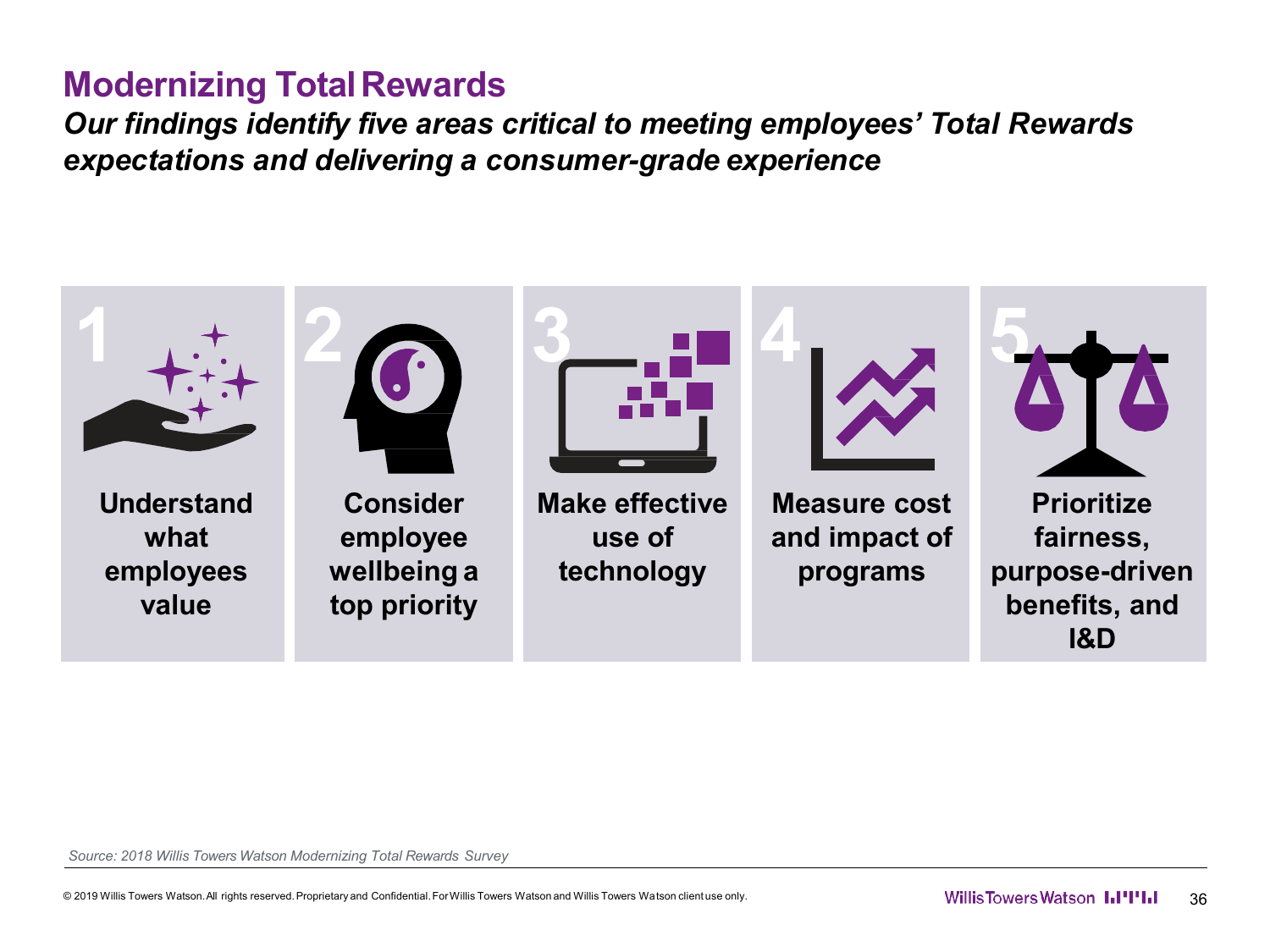# Modernizing Total Rewards

***Our findings identify five areas critical to meeting employees' Total Rewards expectations and delivering a consumer-grade experience***

1. **Understand what employees value**
2. **Consider employee wellbeing a top priority**
3. **Make effective use of technology**
4. **Measure cost and impact of programs**
5. **Prioritize fairness, purpose-driven benefits, and I&D**

*Source: 2018 Willis Towers Watson Modernizing Total Rewards Survey*

© 2019 Willis Towers Watson. All rights reserved. Proprietary and Confidential. For Willis Towers Watson and Willis Towers Watson client use only.